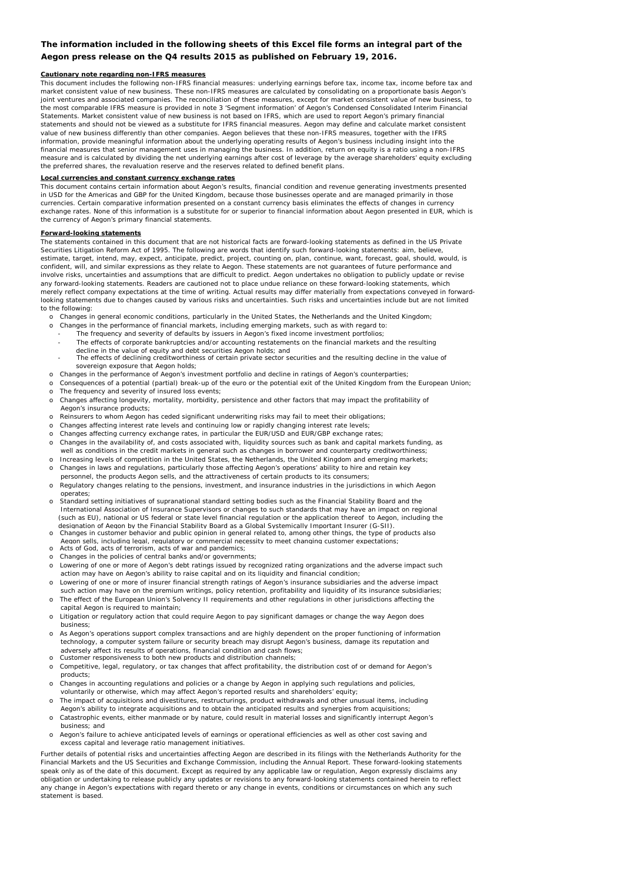### **The information included in the following sheets of this Excel file forms an integral part of the Aegon press release on the Q4 results 2015 as published on February 19, 2016.**

#### **Cautionary note regarding non-IFRS measures**

This document includes the following non-IFRS financial measures: underlying earnings before tax, income tax, income before tax and market consistent value of new business. These non-IFRS measures are calculated by consolidating on a proportionate basis Aegon's joint ventures and associated companies. The reconciliation of these measures, except for market consistent value of new business, to the most comparable IFRS measure is provided in note 3 'Segment information' of Aegon's Condensed Consolidated Interim Financial Statements. Market consistent value of new business is not based on IFRS, which are used to report Aegon's primary financial statements and should not be viewed as a substitute for IFRS financial measures. Aegon may define and calculate market consistent value of new business differently than other companies. Aegon believes that these non-IFRS measures, together with the IFRS information, provide meaningful information about the underlying operating results of Aegon's business including insight into the financial measures that senior management uses in managing the business. In addition, return on equity is a ratio using a non-IFRS measure and is calculated by dividing the net underlying earnings after cost of leverage by the average shareholders' equity excluding the preferred shares, the revaluation reserve and the reserves related to defined benefit plans.

#### **Local currencies and constant currency exchange rates**

This document contains certain information about Aegon's results, financial condition and revenue generating investments presented in USD for the Americas and GBP for the United Kingdom, because those businesses operate and are managed primarily in those currencies. Certain comparative information presented on a constant currency basis eliminates the effects of changes in currency exchange rates. None of this information is a substitute for or superior to financial information about Aegon presented in EUR, which is the currency of Aegon's primary financial statements.

#### **Forward-looking statements**

The statements contained in this document that are not historical facts are forward-looking statements as defined in the US Private Securities Litigation Reform Act of 1995. The following are words that identify such forward-looking statements: aim, believe, estimate, target, intend, may, expect, anticipate, predict, project, counting on, plan, continue, want, forecast, goal, should, would, is confident, will, and similar expressions as they relate to Aegon. These statements are not guarantees of future performance and involve risks, uncertainties and assumptions that are difficult to predict. Aegon undertakes no obligation to publicly update or revise any forward-looking statements. Readers are cautioned not to place undue reliance on these forward-looking statements, which merely reflect company expectations at the time of writing. Actual results may differ materially from expectations conveyed in forwardlooking statements due to changes caused by various risks and uncertainties. Such risks and uncertainties include but are not limited to the following:

- o Changes in general economic conditions, particularly in the United States, the Netherlands and the United Kingdom;
- o Changes in the performance of financial markets, including emerging markets, such as with regard to:
	- The frequency and severity of defaults by issuers in Aegon's fixed income investment portfolios;
	- The effects of corporate bankruptcies and/or accounting restatements on the financial markets and the resulting decline in the value of equity and debt securities Aegon holds; and
	- The effects of declining creditworthiness of certain private sector securities and the resulting decline in the value of sovereign exposure that Aegon holds;
- o Changes in the performance of Aegon's investment portfolio and decline in ratings of Aegon's counterparties;
- o Consequences of a potential (partial) break-up of the euro or the potential exit of the United Kingdom from the European Union; o The frequency and severity of insured loss events;
- o Changes affecting longevity, mortality, morbidity, persistence and other factors that may impact the profitability of Aegon's insurance products;
- Reinsurers to whom Aegon has ceded significant underwriting risks may fail to meet their obligations;
- o Changes affecting interest rate levels and continuing low or rapidly changing interest rate levels;
- o Changes affecting currency exchange rates, in particular the EUR/USD and EUR/GBP exchange rates;
- o Increasing levels of competition in the United States, the Netherlands, the United Kingdom and emerging markets; o Changes in the availability of, and costs associated with, liquidity sources such as bank and capital markets funding, as well as conditions in the credit markets in general such as changes in borrower and counterparty creditworthiness;
- o Changes in laws and regulations, particularly those affecting Aegon's operations' ability to hire and retain key
- personnel, the products Aegon sells, and the attractiveness of certain products to its consumers
- o Regulatory changes relating to the pensions, investment, and insurance industries in the jurisdictions in which Aegon operates<br>Standard
- Standard setting initiatives of supranational standard setting bodies such as the Financial Stability Board and the International Association of Insurance Supervisors or changes to such standards that may have an impact on regional<br>(such as EU), national or US federal or state level financial regulation or the application thereof to Ae
- desianation of Aeaon bv the Financial Stabilitv Board as a Global Svstemicallv Important Insurer (G-SII).<br>o Changes in customer behavior and public opinion in general related to, among other things, the type of products Aegon sells, including legal, regulatory or commercial necessity to meet changing customer expectations;
- o Acts of God, acts of terrorism, acts of war and pandemics;
- o Changes in the policies of central banks and/or governments;
- o Lowering of one or more of Aegon's debt ratings issued by recognized rating organizations and the adverse impact such action may have on Aegon's ability to raise capital and on its liquidity and financial condition;
- o Lowering of one or more of insurer financial strength ratings of Aegon's insurance subsidiaries and the adverse impact such action may have on the premium writings, policy retention, profitability and liquidity of its insurance subsidiaries;<br>o The effect of the European Union's Solvency II requirements and other requiations in other jurisd
- The effect of the European Union's Solvency II requirements and other regulations in other jurisdictions affecting the capital Aegon is required to maintain;
- o Litigation or regulatory action that could require Aegon to pay significant damages or change the way Aegon does business;
- o As Aegon's operations support complex transactions and are highly dependent on the proper functioning of information technology, a computer system failure or security breach may disrupt Aegon's business, damage its reputation and adversely affect its results of operations, financial condition and cash flows;
- o Customer responsiveness to both new products and distribution channels;
- o Competitive, legal, regulatory, or tax changes that affect profitability, the distribution cost of or demand for Aegon's products;
- o Changes in accounting regulations and policies or a change by Aegon in applying such regulations and policies, voluntarily or otherwise, which may affect Aegon's reported results and shareholders' equity;
- o The impact of acquisitions and divestitures, restructurings, product withdrawals and other unusual items, including Aegon's ability to integrate acquisitions and to obtain the anticipated results and synergies from acquisitions;
- o Catastrophic events, either manmade or by nature, could result in material losses and significantly interrupt Aegon's business; and
- Aegon's failure to achieve anticipated levels of earnings or operational efficiencies as well as other cost saving and excess capital and leverage ratio management initiatives.

Further details of potential risks and uncertainties affecting Aegon are described in its filings with the Netherlands Authority for the Financial Markets and the US Securities and Exchange Commission, including the Annual Report. These forward-looking statements speak only as of the date of this document. Except as required by any applicable law or regulation, Aegon expressly disclaims any obligation or undertaking to release publicly any updates or revisions to any forward-looking statements contained herein to reflect any change in Aegon's expectations with regard thereto or any change in events, conditions or circumstances on which any such statement is based.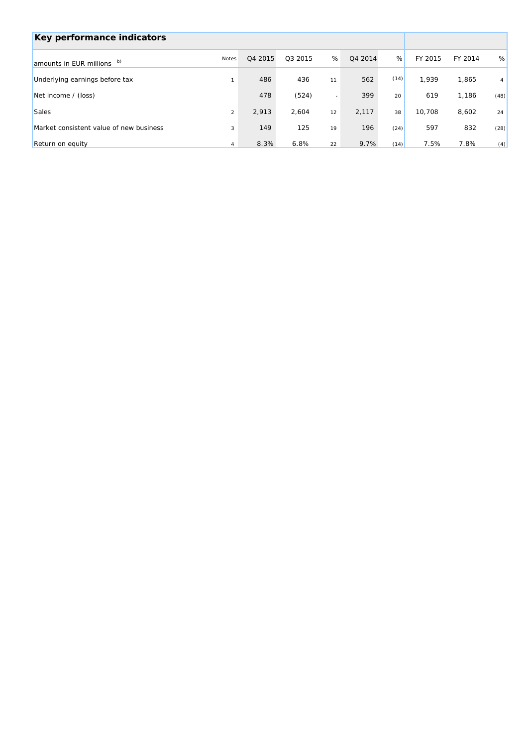| Key performance indicators              |                |         |         |    |         |      |         |         |      |
|-----------------------------------------|----------------|---------|---------|----|---------|------|---------|---------|------|
| amounts in EUR millions b)              | <b>Notes</b>   | Q4 2015 | Q3 2015 | %  | Q4 2014 | %    | FY 2015 | FY 2014 | %    |
| Underlying earnings before tax          |                | 486     | 436     | 11 | 562     | (14) | 1.939   | 1,865   | 4    |
| Net income / (loss)                     |                | 478     | (524)   | ٠  | 399     | 20   | 619     | 1,186   | (48) |
| <b>Sales</b>                            | $\overline{c}$ | 2,913   | 2.604   | 12 | 2,117   | 38   | 10.708  | 8,602   | 24   |
| Market consistent value of new business | 3              | 149     | 125     | 19 | 196     | (24) | 597     | 832     | (28) |
| Return on equity                        | 4              | 8.3%    | 6.8%    | 22 | 9.7%    | (14) | 7.5%    | 7.8%    | (4)  |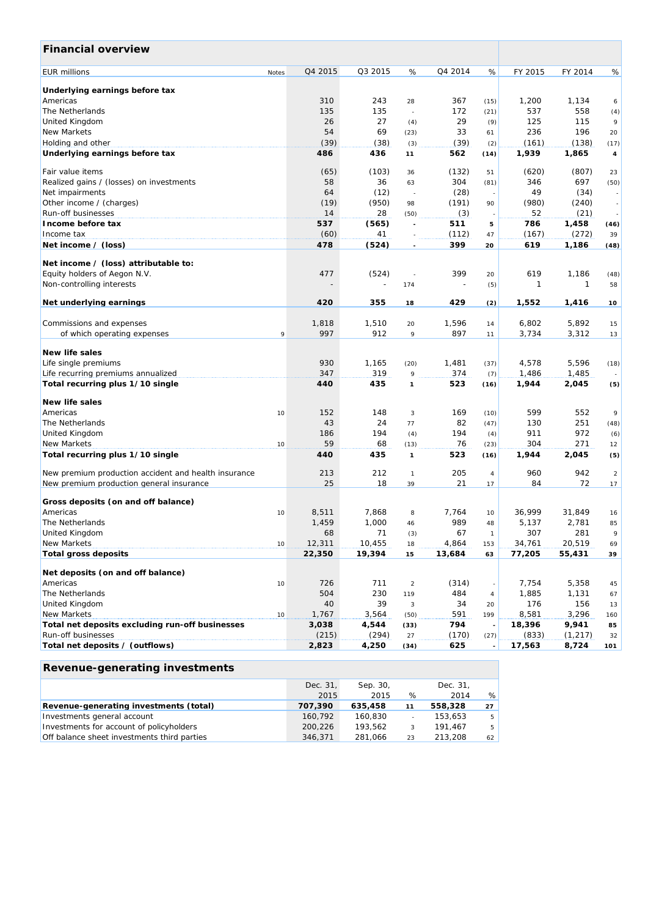| <b>Financial overview</b>                            |       |                  |                  |                |                 |                          |                  |                  |                |
|------------------------------------------------------|-------|------------------|------------------|----------------|-----------------|--------------------------|------------------|------------------|----------------|
| <b>EUR</b> millions                                  | Notes | Q4 2015          | Q3 2015          | %              | Q4 2014         | %                        | FY 2015          | FY 2014          | %              |
| Underlying earnings before tax                       |       |                  |                  |                |                 |                          |                  |                  |                |
| Americas                                             |       | 310              | 243              | 28             | 367             | (15)                     | 1,200            | 1,134            | 6              |
| The Netherlands                                      |       | 135              | 135              |                | 172             | (21)                     | 537              | 558              | (4)            |
| United Kingdom                                       |       | 26               | 27               | (4)            | 29              | (9)                      | 125              | 115              | 9              |
| <b>New Markets</b>                                   |       | 54               | 69               | (23)           | 33              | 61                       | 236              | 196              | 20             |
| Holding and other                                    |       | (39)             | (38)             | (3)            | (39)            | (2)                      | (161)            | (138)            |                |
| Underlying earnings before tax                       |       | 486              | 436              | 11             | 562             | (14)                     | 1,939            | 1,865            | (17)<br>4      |
|                                                      |       |                  |                  |                |                 |                          |                  |                  |                |
| Fair value items                                     |       | (65)             | (103)            | 36             | (132)           | 51                       | (620)            | (807)            | 23             |
| Realized gains / (losses) on investments             |       | 58               | 36               | 63             | 304             | (81)                     | 346              | 697              | (50)           |
| Net impairments                                      |       | 64               | (12)             | ÷,             | (28)            |                          | 49               | (34)             |                |
| Other income / (charges)                             |       | (19)             | (950)            | 98             | (191)           | 90                       | (980)            | (240)            |                |
| Run-off businesses                                   |       | 14               | 28               | (50)           | (3)             |                          | 52               | (21)             |                |
| Income before tax                                    |       | 537              | (565)            | $\overline{a}$ | 511             | 5                        | 786              | 1,458            | (46)           |
| Income tax                                           |       | (60)             | 41.              |                | (112)           | 47                       | (167)            | (272)            | 39             |
| Net income $\prime$ (loss)                           |       | 478              | (524)            | $\overline{a}$ | 399             | 20                       | 619              | 1,186            | (48)           |
| Net income / (loss) attributable to:                 |       |                  |                  |                |                 |                          |                  |                  |                |
| Equity holders of Aegon N.V.                         |       | 477              | (524)            |                | 399             | 20                       | 619              | 1,186            | (48)           |
| Non-controlling interests                            |       |                  | $\overline{a}$   | 174            |                 | (5)                      | 1                | 1                | 58             |
| Net underlying earnings                              |       | 420              | 355              | 18             | 429             | (2)                      | 1,552            | 1,416            | 10             |
|                                                      |       |                  |                  |                |                 |                          |                  |                  |                |
| Commissions and expenses                             |       | 1,818            | 1,510            | 20             | 1,596           | 14                       | 6,802            | 5,892            | 15             |
| of which operating expenses                          | 9     | 997              | 912              | 9              | 897             | 11                       | 3,734            | 3,312            | 13             |
| <b>New life sales</b>                                |       |                  |                  |                |                 |                          |                  |                  |                |
| Life single premiums                                 |       | 930              | 1,165            | (20)           | 1,481           | (37)                     | 4,578            | 5,596            | (18)           |
| Life recurring premiums annualized                   |       | 347              | 319              | 9              | 374             | (7)                      | 1,486            | 1,485            |                |
| Total recurring plus 1/10 single                     |       | 440              | 435              | $\mathbf{1}$   | 523             | (16)                     | 1,944            | 2,045            | (5)            |
| <b>New life sales</b>                                |       |                  |                  |                |                 |                          |                  |                  |                |
| Americas                                             | 10    | 152              | 148              | 3              | 169             | (10)                     | 599              | 552              | 9              |
| The Netherlands                                      |       | 43               | 24               | 77             | 82              | (47)                     | 130              | 251              | (48)           |
| United Kingdom                                       |       | 186              | 194              | (4)            | 194             | (4)                      | 911              | 972              | (6)            |
| New Markets                                          | 10    | 59               | 68               | (13)           | 76              | (23)                     | 304              | 271              | 12             |
| Total recurring plus 1/10 single                     |       | 440              | 435              | $\mathbf{I}$   | 523             | (16)                     | 1,944            | 2,045            | (5)            |
| New premium production accident and health insurance |       | 213              | 212              | $\overline{1}$ | 205             | 4                        | 960              | 942              | $\overline{2}$ |
| New premium production general insurance             |       | 25               | 18               | 39             | 21              | 17                       | 84               | 72               | 17             |
| Gross deposits (on and off balance)                  |       |                  |                  |                |                 |                          |                  |                  |                |
| Americas                                             | 10    | 8,511            | 7,868            | 8              | 7,764           | 10                       | 36,999           | 31,849           | 16             |
| The Netherlands                                      |       | 1,459            | 1,000            |                | 989             |                          | 5,137            | 2,781            |                |
| United Kingdom                                       |       | 68               | 71               | 46             | 67              | 48                       | 307              | 281              | 85<br>9        |
|                                                      |       |                  |                  | (3)            |                 |                          |                  |                  |                |
| New Markets<br><b>Total gross deposits</b>           | 10    | 12,311<br>22,350 | 10,455<br>19,394 | 18<br>15       | 4,864<br>13,684 | 153<br>63                | 34,761<br>77,205 | 20,519<br>55,431 | 69<br>39       |
|                                                      |       |                  |                  |                |                 |                          |                  |                  |                |
| Net deposits (on and off balance)<br>Americas        | 10    | 726              | 711              | $\overline{a}$ | (314)           |                          | 7,754            | 5,358            | 45             |
| The Netherlands                                      |       | 504              | 230              |                | 484             |                          | 1,885            | 1,131            |                |
|                                                      |       |                  | 39               | 119            | 34              | 4                        | 176              |                  | 67             |
| United Kingdom                                       |       | 40               |                  | 3              |                 | 20                       |                  | 156              | 13             |
| New Markets                                          | 10    | 1,767            | 3,564            | (50)           | 591             | 199                      | 8,581            | 3,296            | 160            |
| Total net deposits excluding run-off businesses      |       | 3,038            | 4,544            | (33)           | 794             |                          | 18,396           | 9,941            | 85             |
| Run-off businesses                                   |       | (215)            | (294)            | 27             | (170)           | (27)                     | (833)            | (1, 217)         | 32             |
| Total net deposits / (outflows)                      |       | 2,823            | 4,250            | (34)           | 625             | $\overline{\phantom{a}}$ | 17,563           | 8,724            | 101            |

|                                             | Dec. 31. | Sep. 30. |      | Dec. 31, |    |
|---------------------------------------------|----------|----------|------|----------|----|
|                                             | 2015     | 2015     | $\%$ | 2014     | %  |
| Revenue-generating investments (total)      | 707.390  | 635,458  | 11   | 558,328  | 27 |
| Investments general account                 | 160.792  | 160.830  |      | 153.653  | 5  |
| Investments for account of policyholders    | 200,226  | 193.562  |      | 191.467  | 5  |
| Off balance sheet investments third parties | 346.371  | 281.066  | 23   | 213,208  | 62 |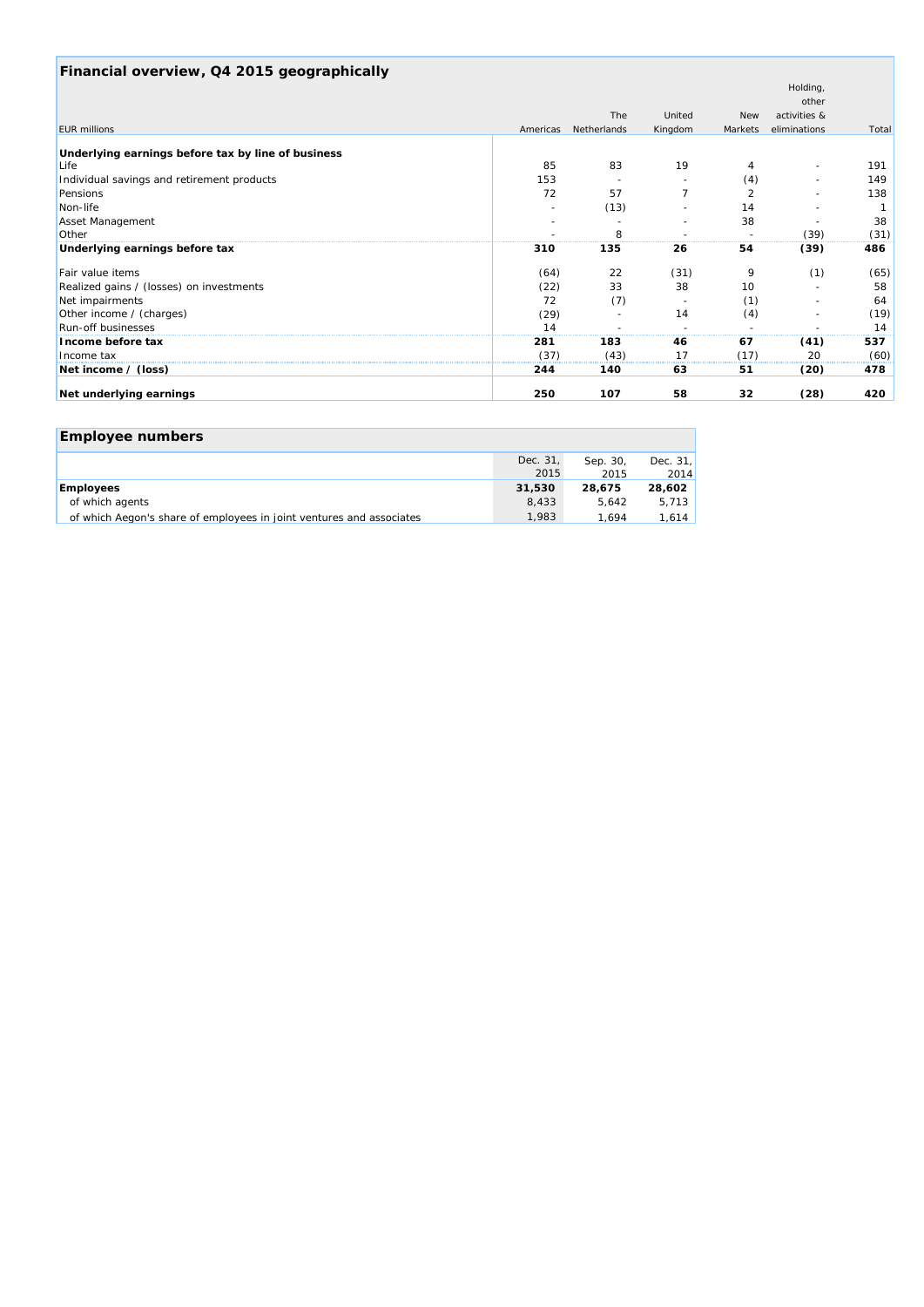| Financial overview, Q4 2015 geographically         |          |             |         |            |              |       |
|----------------------------------------------------|----------|-------------|---------|------------|--------------|-------|
|                                                    |          |             |         |            | Holding,     |       |
|                                                    |          |             |         |            | other        |       |
|                                                    |          | The         | United  | <b>New</b> | activities & |       |
| <b>EUR millions</b>                                | Americas | Netherlands | Kingdom | Markets    | eliminations | Total |
| Underlying earnings before tax by line of business |          |             |         |            |              |       |
| Life                                               | 85       | 83          | 19      | 4          |              | 191   |
| Individual savings and retirement products         | 153      |             |         | (4)        |              | 149   |
| Pensions                                           | 72       | 57          |         |            |              | 138   |
| Non-life                                           |          | (13)        |         | 14         |              |       |
| Asset Management                                   |          |             |         | 38         |              | 38    |
| Other                                              |          | 8           |         |            | (39)         | (31)  |
| Underlying earnings before tax                     | 310      | 135         | 26      | 54         | (39)         | 486   |
| Fair value items                                   | (64)     | 22          | (31)    | 9          | (1)          | (65)  |
| Realized gains / (losses) on investments           | (22)     | 33          | 38      | 10         |              | 58    |
| Net impairments                                    | 72       | (7)         |         | (1)        |              | 64    |
| Other income / (charges)                           | (29)     |             | 14      | (4)        |              | (19)  |
| Run-off businesses                                 | 14       |             |         |            |              | 14    |
| Income before tax                                  | 281      | 183         | 46      | 67         | (41)         | 537   |
| Income tax                                         | (37)     | (43)        | 17      | (17)       | 20           | (60)  |
| Net income $\prime$ (loss)                         | 244      | 140         | 63      | 51         | (20)         | 478   |
| Net underlying earnings                            | 250      | 107         | 58      | 32         | (28)         | 420   |

| <b>Employee numbers</b>                                              |          |          |            |
|----------------------------------------------------------------------|----------|----------|------------|
|                                                                      | Dec. 31, | Sep. 30. | Dec. $31.$ |
|                                                                      | 2015     | 2015     | 2014       |
| <b>Employees</b>                                                     | 31,530   | 28.675   | 28,602     |
| of which agents                                                      | 8.433    | 5.642    | 5.713      |
| of which Aegon's share of employees in joint ventures and associates | 1.983    | 1.694    | 1,614      |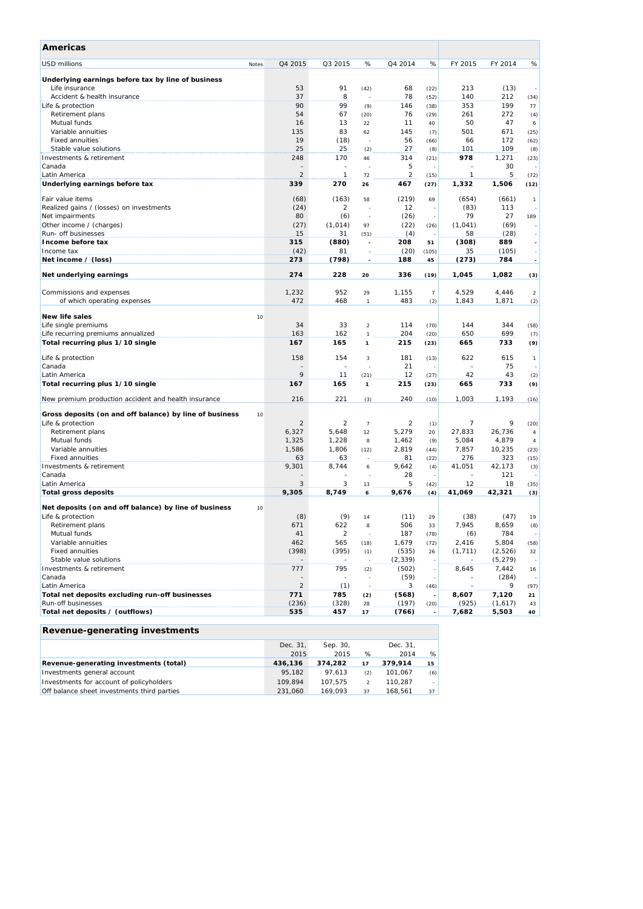| Q4 2015<br>Q3 2015<br>Q4 2014<br>FY 2015<br>FY 2014<br>%<br>%<br><b>USD millions</b><br>%<br>Notes<br>Underlying earnings before tax by line of business<br>91<br>Life insurance<br>53<br>68<br>(22)<br>213<br>(13)<br>(42)<br>$\sim$<br>8<br>37<br>78<br>140<br>212<br>Accident & health insurance<br>(52)<br>(34)<br>90<br>99<br>199<br>Life & protection<br>146<br>353<br>77<br>(9)<br>(38)<br>54<br>76<br>Retirement plans<br>67<br>(29)<br>261<br>272<br>(20)<br>(4)<br>13<br>11<br>50<br>47<br>Mutual funds<br>16<br>22<br>40<br>6<br>83<br>501<br>671<br>Variable annuities<br>135<br>145<br>(25)<br>62<br>(7)<br>19<br>(18)<br>56<br><b>Fixed annuities</b><br>66<br>172<br>(62)<br>(66)<br>÷,<br>25<br>25<br>27<br>101<br>Stable value solutions<br>109<br>(2)<br>(8)<br>(8)<br>170<br>314<br>1,271<br>Investments & retirement<br>248<br>978<br>46<br>(21)<br>(23)<br>5<br>30<br>Canada<br>$\overline{a}$<br>٠<br>$\overline{2}$<br>$\overline{2}$<br>5<br>1<br>1<br>Latin America<br>(15)<br>72<br>(72)<br>Underlying earnings before tax<br>339<br>270<br>467<br>1,506<br>1,332<br>(12)<br>26<br>(27)<br>(68)<br>(163)<br>(219)<br>Fair value items<br>(654)<br>(661)<br>58<br>69<br>$\boldsymbol{\eta}$<br>(24)<br>2<br>12<br>(83)<br>Realized gains / (losses) on investments<br>113<br>80<br>(6)<br>(26)<br>79<br>27<br>Net impairments<br>189<br>÷,<br>(27)<br>(1,014)<br>(22)<br>(69)<br>Other income / (charges)<br>(1,041)<br>97<br>(26)<br>Run- off businesses<br>15<br>31<br>(4)<br>58<br>(28)<br>(51)<br>315<br>(880)<br>208<br>889<br>Income before tax<br>(308)<br>51<br>$\overline{a}$<br>(42)<br>81<br>(20)<br>35<br>Income tax<br>(105)<br>(105)<br>Net income / (loss)<br>273<br>(798)<br>188<br>(273)<br>784<br>45<br>274<br>228<br>336<br>1,045<br>1,082<br>Net underlying earnings<br>(3)<br>20<br>(19)<br>Commissions and expenses<br>1,232<br>952<br>1,155<br>4,529<br>29<br>$\overline{7}$<br>4,446<br>$\overline{\mathbf{c}}$<br>472<br>468<br>483<br>1,871<br>of which operating expenses<br>(2)<br>1,843<br>$\mathcal{I}$<br>(2)<br><b>New life sales</b><br>10<br>34<br>33<br>$\overline{a}$<br>114<br>144<br>344<br>Life single premiums<br>(70)<br>(58)<br>699<br>204<br>Life recurring premiums annualized<br>163<br>162<br>650<br>$\mathcal{I}$<br>(20)<br>(7)<br>215<br>Total recurring plus 1/10 single<br>167<br>165<br>$\pmb{\mathcal{I}}$<br>665<br>733<br>(9)<br>(23)<br>158<br>154<br>181<br>622<br>615<br>Life & protection<br>3<br>(13)<br>$\mathcal{I}$<br>21<br>75<br>Canada<br>$\overline{a}$<br>÷,<br>9<br>11<br>42<br>43<br>Latin America<br>12<br>(27)<br>(21)<br>(2)<br>165<br>215<br>733<br>Total recurring plus 1/10 single<br>167<br>665<br>(9)<br>1<br>(23)<br>216<br>221<br>240<br>New premium production accident and health insurance<br>(10)<br>1,003<br>1,193<br>(3)<br>(16)<br>Gross deposits (on and off balance) by line of business<br>10<br>Life & protection<br>2<br>2<br>9<br>2<br>7<br>7<br>(1)<br>(20)<br>5,648<br>5,279<br>27,833<br>26,736<br>Retirement plans<br>6,327<br>12<br>20<br>$\sqrt{4}$<br>1,325<br>1,228<br>Mutual funds<br>1,462<br>5,084<br>4,879<br>8<br>(9)<br>$\overline{4}$<br>7,857<br>Variable annuities<br>1,586<br>1,806<br>(12)<br>2,819<br>10,235<br>(23)<br>(44)<br>276<br><b>Fixed annuities</b><br>63<br>63<br>81<br>323<br>(15)<br>(22)<br>9,301<br>Investments & retirement<br>8,744<br>9,642<br>41,051<br>42,173<br>(4)<br>(3)<br>6<br>Canada<br>28<br>121<br>3<br>5<br>Latin America<br>3<br>12<br>18<br>(42)<br>(35)<br>13<br>9,305<br>8,749<br>9,676<br><b>Total gross deposits</b><br>41,069<br>42,321<br>6<br>(4)<br>(3)<br>Net deposits (on and off balance) by line of business<br>10<br>Life & protection<br>(8)<br>(9)<br>(11)<br>(38)<br>(47)<br>19<br>14<br>29<br>671<br>622<br>7,945<br>Retirement plans<br>506<br>8,659<br>33<br>(8)<br>8<br>Mutual funds<br>187<br>784<br>41<br>$\overline{a}$<br>(6)<br>(78)<br>$\overline{\phantom{a}}$<br>Variable annuities<br>2,416<br>462<br>565<br>1,679<br>5,804<br>(18)<br>(72)<br>(58)<br><b>Fixed annuities</b><br>(398)<br>(395)<br>(1, 711)<br>(535)<br>(2, 526)<br>(1)<br>32<br>26<br>Stable value solutions<br>(2, 339)<br>(5, 279)<br>Investments & retirement<br>795<br>777<br>(502)<br>7,442<br>8,645<br>16<br>(2)<br>Canada<br>(59)<br>(284)<br>$\overline{\phantom{m}}$<br>$\overline{\phantom{a}}$<br>×,<br>$\overline{c}$<br>Latin America<br>(1)<br>$3_{-}$<br>9<br>(97)<br>(46)<br>Total net deposits excluding run-off businesses<br>771<br>785<br>8,607<br>7,120<br>(568)<br>(2)<br>21<br>Run-off businesses<br>(236)<br>(328)<br>(197)<br>(925)<br>(1,617)<br>28<br>(20)<br>43<br>Total net deposits / (outflows)<br>535<br>457<br>17<br>(766)<br>7,682<br>5,503<br>40 | Americas |  |  |  |  |
|------------------------------------------------------------------------------------------------------------------------------------------------------------------------------------------------------------------------------------------------------------------------------------------------------------------------------------------------------------------------------------------------------------------------------------------------------------------------------------------------------------------------------------------------------------------------------------------------------------------------------------------------------------------------------------------------------------------------------------------------------------------------------------------------------------------------------------------------------------------------------------------------------------------------------------------------------------------------------------------------------------------------------------------------------------------------------------------------------------------------------------------------------------------------------------------------------------------------------------------------------------------------------------------------------------------------------------------------------------------------------------------------------------------------------------------------------------------------------------------------------------------------------------------------------------------------------------------------------------------------------------------------------------------------------------------------------------------------------------------------------------------------------------------------------------------------------------------------------------------------------------------------------------------------------------------------------------------------------------------------------------------------------------------------------------------------------------------------------------------------------------------------------------------------------------------------------------------------------------------------------------------------------------------------------------------------------------------------------------------------------------------------------------------------------------------------------------------------------------------------------------------------------------------------------------------------------------------------------------------------------------------------------------------------------------------------------------------------------------------------------------------------------------------------------------------------------------------------------------------------------------------------------------------------------------------------------------------------------------------------------------------------------------------------------------------------------------------------------------------------------------------------------------------------------------------------------------------------------------------------------------------------------------------------------------------------------------------------------------------------------------------------------------------------------------------------------------------------------------------------------------------------------------------------------------------------------------------------------------------------------------------------------------------------------------------------------------------------------------------------------------------------------------------------------------------------------------------------------------------------------------------------------------------------------------------------------------------------------------------------------------------------------------------------------------------------------------------------------------------------------------------------------------------------------------------------------------------------------------------------------------------------------------------------------------------------------------------------------------------------------------------------------------------------------------------------------------------------------------------------------------------------------------------------------------------------------------------------------------------------------------------------------------------------------------------------------------------------------------------------------------|----------|--|--|--|--|
|                                                                                                                                                                                                                                                                                                                                                                                                                                                                                                                                                                                                                                                                                                                                                                                                                                                                                                                                                                                                                                                                                                                                                                                                                                                                                                                                                                                                                                                                                                                                                                                                                                                                                                                                                                                                                                                                                                                                                                                                                                                                                                                                                                                                                                                                                                                                                                                                                                                                                                                                                                                                                                                                                                                                                                                                                                                                                                                                                                                                                                                                                                                                                                                                                                                                                                                                                                                                                                                                                                                                                                                                                                                                                                                                                                                                                                                                                                                                                                                                                                                                                                                                                                                                                                                                                                                                                                                                                                                                                                                                                                                                                                                                                                                                                            |          |  |  |  |  |
|                                                                                                                                                                                                                                                                                                                                                                                                                                                                                                                                                                                                                                                                                                                                                                                                                                                                                                                                                                                                                                                                                                                                                                                                                                                                                                                                                                                                                                                                                                                                                                                                                                                                                                                                                                                                                                                                                                                                                                                                                                                                                                                                                                                                                                                                                                                                                                                                                                                                                                                                                                                                                                                                                                                                                                                                                                                                                                                                                                                                                                                                                                                                                                                                                                                                                                                                                                                                                                                                                                                                                                                                                                                                                                                                                                                                                                                                                                                                                                                                                                                                                                                                                                                                                                                                                                                                                                                                                                                                                                                                                                                                                                                                                                                                                            |          |  |  |  |  |
|                                                                                                                                                                                                                                                                                                                                                                                                                                                                                                                                                                                                                                                                                                                                                                                                                                                                                                                                                                                                                                                                                                                                                                                                                                                                                                                                                                                                                                                                                                                                                                                                                                                                                                                                                                                                                                                                                                                                                                                                                                                                                                                                                                                                                                                                                                                                                                                                                                                                                                                                                                                                                                                                                                                                                                                                                                                                                                                                                                                                                                                                                                                                                                                                                                                                                                                                                                                                                                                                                                                                                                                                                                                                                                                                                                                                                                                                                                                                                                                                                                                                                                                                                                                                                                                                                                                                                                                                                                                                                                                                                                                                                                                                                                                                                            |          |  |  |  |  |
|                                                                                                                                                                                                                                                                                                                                                                                                                                                                                                                                                                                                                                                                                                                                                                                                                                                                                                                                                                                                                                                                                                                                                                                                                                                                                                                                                                                                                                                                                                                                                                                                                                                                                                                                                                                                                                                                                                                                                                                                                                                                                                                                                                                                                                                                                                                                                                                                                                                                                                                                                                                                                                                                                                                                                                                                                                                                                                                                                                                                                                                                                                                                                                                                                                                                                                                                                                                                                                                                                                                                                                                                                                                                                                                                                                                                                                                                                                                                                                                                                                                                                                                                                                                                                                                                                                                                                                                                                                                                                                                                                                                                                                                                                                                                                            |          |  |  |  |  |
|                                                                                                                                                                                                                                                                                                                                                                                                                                                                                                                                                                                                                                                                                                                                                                                                                                                                                                                                                                                                                                                                                                                                                                                                                                                                                                                                                                                                                                                                                                                                                                                                                                                                                                                                                                                                                                                                                                                                                                                                                                                                                                                                                                                                                                                                                                                                                                                                                                                                                                                                                                                                                                                                                                                                                                                                                                                                                                                                                                                                                                                                                                                                                                                                                                                                                                                                                                                                                                                                                                                                                                                                                                                                                                                                                                                                                                                                                                                                                                                                                                                                                                                                                                                                                                                                                                                                                                                                                                                                                                                                                                                                                                                                                                                                                            |          |  |  |  |  |
|                                                                                                                                                                                                                                                                                                                                                                                                                                                                                                                                                                                                                                                                                                                                                                                                                                                                                                                                                                                                                                                                                                                                                                                                                                                                                                                                                                                                                                                                                                                                                                                                                                                                                                                                                                                                                                                                                                                                                                                                                                                                                                                                                                                                                                                                                                                                                                                                                                                                                                                                                                                                                                                                                                                                                                                                                                                                                                                                                                                                                                                                                                                                                                                                                                                                                                                                                                                                                                                                                                                                                                                                                                                                                                                                                                                                                                                                                                                                                                                                                                                                                                                                                                                                                                                                                                                                                                                                                                                                                                                                                                                                                                                                                                                                                            |          |  |  |  |  |
|                                                                                                                                                                                                                                                                                                                                                                                                                                                                                                                                                                                                                                                                                                                                                                                                                                                                                                                                                                                                                                                                                                                                                                                                                                                                                                                                                                                                                                                                                                                                                                                                                                                                                                                                                                                                                                                                                                                                                                                                                                                                                                                                                                                                                                                                                                                                                                                                                                                                                                                                                                                                                                                                                                                                                                                                                                                                                                                                                                                                                                                                                                                                                                                                                                                                                                                                                                                                                                                                                                                                                                                                                                                                                                                                                                                                                                                                                                                                                                                                                                                                                                                                                                                                                                                                                                                                                                                                                                                                                                                                                                                                                                                                                                                                                            |          |  |  |  |  |
|                                                                                                                                                                                                                                                                                                                                                                                                                                                                                                                                                                                                                                                                                                                                                                                                                                                                                                                                                                                                                                                                                                                                                                                                                                                                                                                                                                                                                                                                                                                                                                                                                                                                                                                                                                                                                                                                                                                                                                                                                                                                                                                                                                                                                                                                                                                                                                                                                                                                                                                                                                                                                                                                                                                                                                                                                                                                                                                                                                                                                                                                                                                                                                                                                                                                                                                                                                                                                                                                                                                                                                                                                                                                                                                                                                                                                                                                                                                                                                                                                                                                                                                                                                                                                                                                                                                                                                                                                                                                                                                                                                                                                                                                                                                                                            |          |  |  |  |  |
|                                                                                                                                                                                                                                                                                                                                                                                                                                                                                                                                                                                                                                                                                                                                                                                                                                                                                                                                                                                                                                                                                                                                                                                                                                                                                                                                                                                                                                                                                                                                                                                                                                                                                                                                                                                                                                                                                                                                                                                                                                                                                                                                                                                                                                                                                                                                                                                                                                                                                                                                                                                                                                                                                                                                                                                                                                                                                                                                                                                                                                                                                                                                                                                                                                                                                                                                                                                                                                                                                                                                                                                                                                                                                                                                                                                                                                                                                                                                                                                                                                                                                                                                                                                                                                                                                                                                                                                                                                                                                                                                                                                                                                                                                                                                                            |          |  |  |  |  |
|                                                                                                                                                                                                                                                                                                                                                                                                                                                                                                                                                                                                                                                                                                                                                                                                                                                                                                                                                                                                                                                                                                                                                                                                                                                                                                                                                                                                                                                                                                                                                                                                                                                                                                                                                                                                                                                                                                                                                                                                                                                                                                                                                                                                                                                                                                                                                                                                                                                                                                                                                                                                                                                                                                                                                                                                                                                                                                                                                                                                                                                                                                                                                                                                                                                                                                                                                                                                                                                                                                                                                                                                                                                                                                                                                                                                                                                                                                                                                                                                                                                                                                                                                                                                                                                                                                                                                                                                                                                                                                                                                                                                                                                                                                                                                            |          |  |  |  |  |
|                                                                                                                                                                                                                                                                                                                                                                                                                                                                                                                                                                                                                                                                                                                                                                                                                                                                                                                                                                                                                                                                                                                                                                                                                                                                                                                                                                                                                                                                                                                                                                                                                                                                                                                                                                                                                                                                                                                                                                                                                                                                                                                                                                                                                                                                                                                                                                                                                                                                                                                                                                                                                                                                                                                                                                                                                                                                                                                                                                                                                                                                                                                                                                                                                                                                                                                                                                                                                                                                                                                                                                                                                                                                                                                                                                                                                                                                                                                                                                                                                                                                                                                                                                                                                                                                                                                                                                                                                                                                                                                                                                                                                                                                                                                                                            |          |  |  |  |  |
|                                                                                                                                                                                                                                                                                                                                                                                                                                                                                                                                                                                                                                                                                                                                                                                                                                                                                                                                                                                                                                                                                                                                                                                                                                                                                                                                                                                                                                                                                                                                                                                                                                                                                                                                                                                                                                                                                                                                                                                                                                                                                                                                                                                                                                                                                                                                                                                                                                                                                                                                                                                                                                                                                                                                                                                                                                                                                                                                                                                                                                                                                                                                                                                                                                                                                                                                                                                                                                                                                                                                                                                                                                                                                                                                                                                                                                                                                                                                                                                                                                                                                                                                                                                                                                                                                                                                                                                                                                                                                                                                                                                                                                                                                                                                                            |          |  |  |  |  |
|                                                                                                                                                                                                                                                                                                                                                                                                                                                                                                                                                                                                                                                                                                                                                                                                                                                                                                                                                                                                                                                                                                                                                                                                                                                                                                                                                                                                                                                                                                                                                                                                                                                                                                                                                                                                                                                                                                                                                                                                                                                                                                                                                                                                                                                                                                                                                                                                                                                                                                                                                                                                                                                                                                                                                                                                                                                                                                                                                                                                                                                                                                                                                                                                                                                                                                                                                                                                                                                                                                                                                                                                                                                                                                                                                                                                                                                                                                                                                                                                                                                                                                                                                                                                                                                                                                                                                                                                                                                                                                                                                                                                                                                                                                                                                            |          |  |  |  |  |
|                                                                                                                                                                                                                                                                                                                                                                                                                                                                                                                                                                                                                                                                                                                                                                                                                                                                                                                                                                                                                                                                                                                                                                                                                                                                                                                                                                                                                                                                                                                                                                                                                                                                                                                                                                                                                                                                                                                                                                                                                                                                                                                                                                                                                                                                                                                                                                                                                                                                                                                                                                                                                                                                                                                                                                                                                                                                                                                                                                                                                                                                                                                                                                                                                                                                                                                                                                                                                                                                                                                                                                                                                                                                                                                                                                                                                                                                                                                                                                                                                                                                                                                                                                                                                                                                                                                                                                                                                                                                                                                                                                                                                                                                                                                                                            |          |  |  |  |  |
|                                                                                                                                                                                                                                                                                                                                                                                                                                                                                                                                                                                                                                                                                                                                                                                                                                                                                                                                                                                                                                                                                                                                                                                                                                                                                                                                                                                                                                                                                                                                                                                                                                                                                                                                                                                                                                                                                                                                                                                                                                                                                                                                                                                                                                                                                                                                                                                                                                                                                                                                                                                                                                                                                                                                                                                                                                                                                                                                                                                                                                                                                                                                                                                                                                                                                                                                                                                                                                                                                                                                                                                                                                                                                                                                                                                                                                                                                                                                                                                                                                                                                                                                                                                                                                                                                                                                                                                                                                                                                                                                                                                                                                                                                                                                                            |          |  |  |  |  |
|                                                                                                                                                                                                                                                                                                                                                                                                                                                                                                                                                                                                                                                                                                                                                                                                                                                                                                                                                                                                                                                                                                                                                                                                                                                                                                                                                                                                                                                                                                                                                                                                                                                                                                                                                                                                                                                                                                                                                                                                                                                                                                                                                                                                                                                                                                                                                                                                                                                                                                                                                                                                                                                                                                                                                                                                                                                                                                                                                                                                                                                                                                                                                                                                                                                                                                                                                                                                                                                                                                                                                                                                                                                                                                                                                                                                                                                                                                                                                                                                                                                                                                                                                                                                                                                                                                                                                                                                                                                                                                                                                                                                                                                                                                                                                            |          |  |  |  |  |
|                                                                                                                                                                                                                                                                                                                                                                                                                                                                                                                                                                                                                                                                                                                                                                                                                                                                                                                                                                                                                                                                                                                                                                                                                                                                                                                                                                                                                                                                                                                                                                                                                                                                                                                                                                                                                                                                                                                                                                                                                                                                                                                                                                                                                                                                                                                                                                                                                                                                                                                                                                                                                                                                                                                                                                                                                                                                                                                                                                                                                                                                                                                                                                                                                                                                                                                                                                                                                                                                                                                                                                                                                                                                                                                                                                                                                                                                                                                                                                                                                                                                                                                                                                                                                                                                                                                                                                                                                                                                                                                                                                                                                                                                                                                                                            |          |  |  |  |  |
|                                                                                                                                                                                                                                                                                                                                                                                                                                                                                                                                                                                                                                                                                                                                                                                                                                                                                                                                                                                                                                                                                                                                                                                                                                                                                                                                                                                                                                                                                                                                                                                                                                                                                                                                                                                                                                                                                                                                                                                                                                                                                                                                                                                                                                                                                                                                                                                                                                                                                                                                                                                                                                                                                                                                                                                                                                                                                                                                                                                                                                                                                                                                                                                                                                                                                                                                                                                                                                                                                                                                                                                                                                                                                                                                                                                                                                                                                                                                                                                                                                                                                                                                                                                                                                                                                                                                                                                                                                                                                                                                                                                                                                                                                                                                                            |          |  |  |  |  |
|                                                                                                                                                                                                                                                                                                                                                                                                                                                                                                                                                                                                                                                                                                                                                                                                                                                                                                                                                                                                                                                                                                                                                                                                                                                                                                                                                                                                                                                                                                                                                                                                                                                                                                                                                                                                                                                                                                                                                                                                                                                                                                                                                                                                                                                                                                                                                                                                                                                                                                                                                                                                                                                                                                                                                                                                                                                                                                                                                                                                                                                                                                                                                                                                                                                                                                                                                                                                                                                                                                                                                                                                                                                                                                                                                                                                                                                                                                                                                                                                                                                                                                                                                                                                                                                                                                                                                                                                                                                                                                                                                                                                                                                                                                                                                            |          |  |  |  |  |
|                                                                                                                                                                                                                                                                                                                                                                                                                                                                                                                                                                                                                                                                                                                                                                                                                                                                                                                                                                                                                                                                                                                                                                                                                                                                                                                                                                                                                                                                                                                                                                                                                                                                                                                                                                                                                                                                                                                                                                                                                                                                                                                                                                                                                                                                                                                                                                                                                                                                                                                                                                                                                                                                                                                                                                                                                                                                                                                                                                                                                                                                                                                                                                                                                                                                                                                                                                                                                                                                                                                                                                                                                                                                                                                                                                                                                                                                                                                                                                                                                                                                                                                                                                                                                                                                                                                                                                                                                                                                                                                                                                                                                                                                                                                                                            |          |  |  |  |  |
|                                                                                                                                                                                                                                                                                                                                                                                                                                                                                                                                                                                                                                                                                                                                                                                                                                                                                                                                                                                                                                                                                                                                                                                                                                                                                                                                                                                                                                                                                                                                                                                                                                                                                                                                                                                                                                                                                                                                                                                                                                                                                                                                                                                                                                                                                                                                                                                                                                                                                                                                                                                                                                                                                                                                                                                                                                                                                                                                                                                                                                                                                                                                                                                                                                                                                                                                                                                                                                                                                                                                                                                                                                                                                                                                                                                                                                                                                                                                                                                                                                                                                                                                                                                                                                                                                                                                                                                                                                                                                                                                                                                                                                                                                                                                                            |          |  |  |  |  |
|                                                                                                                                                                                                                                                                                                                                                                                                                                                                                                                                                                                                                                                                                                                                                                                                                                                                                                                                                                                                                                                                                                                                                                                                                                                                                                                                                                                                                                                                                                                                                                                                                                                                                                                                                                                                                                                                                                                                                                                                                                                                                                                                                                                                                                                                                                                                                                                                                                                                                                                                                                                                                                                                                                                                                                                                                                                                                                                                                                                                                                                                                                                                                                                                                                                                                                                                                                                                                                                                                                                                                                                                                                                                                                                                                                                                                                                                                                                                                                                                                                                                                                                                                                                                                                                                                                                                                                                                                                                                                                                                                                                                                                                                                                                                                            |          |  |  |  |  |
|                                                                                                                                                                                                                                                                                                                                                                                                                                                                                                                                                                                                                                                                                                                                                                                                                                                                                                                                                                                                                                                                                                                                                                                                                                                                                                                                                                                                                                                                                                                                                                                                                                                                                                                                                                                                                                                                                                                                                                                                                                                                                                                                                                                                                                                                                                                                                                                                                                                                                                                                                                                                                                                                                                                                                                                                                                                                                                                                                                                                                                                                                                                                                                                                                                                                                                                                                                                                                                                                                                                                                                                                                                                                                                                                                                                                                                                                                                                                                                                                                                                                                                                                                                                                                                                                                                                                                                                                                                                                                                                                                                                                                                                                                                                                                            |          |  |  |  |  |
|                                                                                                                                                                                                                                                                                                                                                                                                                                                                                                                                                                                                                                                                                                                                                                                                                                                                                                                                                                                                                                                                                                                                                                                                                                                                                                                                                                                                                                                                                                                                                                                                                                                                                                                                                                                                                                                                                                                                                                                                                                                                                                                                                                                                                                                                                                                                                                                                                                                                                                                                                                                                                                                                                                                                                                                                                                                                                                                                                                                                                                                                                                                                                                                                                                                                                                                                                                                                                                                                                                                                                                                                                                                                                                                                                                                                                                                                                                                                                                                                                                                                                                                                                                                                                                                                                                                                                                                                                                                                                                                                                                                                                                                                                                                                                            |          |  |  |  |  |
|                                                                                                                                                                                                                                                                                                                                                                                                                                                                                                                                                                                                                                                                                                                                                                                                                                                                                                                                                                                                                                                                                                                                                                                                                                                                                                                                                                                                                                                                                                                                                                                                                                                                                                                                                                                                                                                                                                                                                                                                                                                                                                                                                                                                                                                                                                                                                                                                                                                                                                                                                                                                                                                                                                                                                                                                                                                                                                                                                                                                                                                                                                                                                                                                                                                                                                                                                                                                                                                                                                                                                                                                                                                                                                                                                                                                                                                                                                                                                                                                                                                                                                                                                                                                                                                                                                                                                                                                                                                                                                                                                                                                                                                                                                                                                            |          |  |  |  |  |
|                                                                                                                                                                                                                                                                                                                                                                                                                                                                                                                                                                                                                                                                                                                                                                                                                                                                                                                                                                                                                                                                                                                                                                                                                                                                                                                                                                                                                                                                                                                                                                                                                                                                                                                                                                                                                                                                                                                                                                                                                                                                                                                                                                                                                                                                                                                                                                                                                                                                                                                                                                                                                                                                                                                                                                                                                                                                                                                                                                                                                                                                                                                                                                                                                                                                                                                                                                                                                                                                                                                                                                                                                                                                                                                                                                                                                                                                                                                                                                                                                                                                                                                                                                                                                                                                                                                                                                                                                                                                                                                                                                                                                                                                                                                                                            |          |  |  |  |  |
|                                                                                                                                                                                                                                                                                                                                                                                                                                                                                                                                                                                                                                                                                                                                                                                                                                                                                                                                                                                                                                                                                                                                                                                                                                                                                                                                                                                                                                                                                                                                                                                                                                                                                                                                                                                                                                                                                                                                                                                                                                                                                                                                                                                                                                                                                                                                                                                                                                                                                                                                                                                                                                                                                                                                                                                                                                                                                                                                                                                                                                                                                                                                                                                                                                                                                                                                                                                                                                                                                                                                                                                                                                                                                                                                                                                                                                                                                                                                                                                                                                                                                                                                                                                                                                                                                                                                                                                                                                                                                                                                                                                                                                                                                                                                                            |          |  |  |  |  |
|                                                                                                                                                                                                                                                                                                                                                                                                                                                                                                                                                                                                                                                                                                                                                                                                                                                                                                                                                                                                                                                                                                                                                                                                                                                                                                                                                                                                                                                                                                                                                                                                                                                                                                                                                                                                                                                                                                                                                                                                                                                                                                                                                                                                                                                                                                                                                                                                                                                                                                                                                                                                                                                                                                                                                                                                                                                                                                                                                                                                                                                                                                                                                                                                                                                                                                                                                                                                                                                                                                                                                                                                                                                                                                                                                                                                                                                                                                                                                                                                                                                                                                                                                                                                                                                                                                                                                                                                                                                                                                                                                                                                                                                                                                                                                            |          |  |  |  |  |
|                                                                                                                                                                                                                                                                                                                                                                                                                                                                                                                                                                                                                                                                                                                                                                                                                                                                                                                                                                                                                                                                                                                                                                                                                                                                                                                                                                                                                                                                                                                                                                                                                                                                                                                                                                                                                                                                                                                                                                                                                                                                                                                                                                                                                                                                                                                                                                                                                                                                                                                                                                                                                                                                                                                                                                                                                                                                                                                                                                                                                                                                                                                                                                                                                                                                                                                                                                                                                                                                                                                                                                                                                                                                                                                                                                                                                                                                                                                                                                                                                                                                                                                                                                                                                                                                                                                                                                                                                                                                                                                                                                                                                                                                                                                                                            |          |  |  |  |  |
|                                                                                                                                                                                                                                                                                                                                                                                                                                                                                                                                                                                                                                                                                                                                                                                                                                                                                                                                                                                                                                                                                                                                                                                                                                                                                                                                                                                                                                                                                                                                                                                                                                                                                                                                                                                                                                                                                                                                                                                                                                                                                                                                                                                                                                                                                                                                                                                                                                                                                                                                                                                                                                                                                                                                                                                                                                                                                                                                                                                                                                                                                                                                                                                                                                                                                                                                                                                                                                                                                                                                                                                                                                                                                                                                                                                                                                                                                                                                                                                                                                                                                                                                                                                                                                                                                                                                                                                                                                                                                                                                                                                                                                                                                                                                                            |          |  |  |  |  |
|                                                                                                                                                                                                                                                                                                                                                                                                                                                                                                                                                                                                                                                                                                                                                                                                                                                                                                                                                                                                                                                                                                                                                                                                                                                                                                                                                                                                                                                                                                                                                                                                                                                                                                                                                                                                                                                                                                                                                                                                                                                                                                                                                                                                                                                                                                                                                                                                                                                                                                                                                                                                                                                                                                                                                                                                                                                                                                                                                                                                                                                                                                                                                                                                                                                                                                                                                                                                                                                                                                                                                                                                                                                                                                                                                                                                                                                                                                                                                                                                                                                                                                                                                                                                                                                                                                                                                                                                                                                                                                                                                                                                                                                                                                                                                            |          |  |  |  |  |
|                                                                                                                                                                                                                                                                                                                                                                                                                                                                                                                                                                                                                                                                                                                                                                                                                                                                                                                                                                                                                                                                                                                                                                                                                                                                                                                                                                                                                                                                                                                                                                                                                                                                                                                                                                                                                                                                                                                                                                                                                                                                                                                                                                                                                                                                                                                                                                                                                                                                                                                                                                                                                                                                                                                                                                                                                                                                                                                                                                                                                                                                                                                                                                                                                                                                                                                                                                                                                                                                                                                                                                                                                                                                                                                                                                                                                                                                                                                                                                                                                                                                                                                                                                                                                                                                                                                                                                                                                                                                                                                                                                                                                                                                                                                                                            |          |  |  |  |  |
|                                                                                                                                                                                                                                                                                                                                                                                                                                                                                                                                                                                                                                                                                                                                                                                                                                                                                                                                                                                                                                                                                                                                                                                                                                                                                                                                                                                                                                                                                                                                                                                                                                                                                                                                                                                                                                                                                                                                                                                                                                                                                                                                                                                                                                                                                                                                                                                                                                                                                                                                                                                                                                                                                                                                                                                                                                                                                                                                                                                                                                                                                                                                                                                                                                                                                                                                                                                                                                                                                                                                                                                                                                                                                                                                                                                                                                                                                                                                                                                                                                                                                                                                                                                                                                                                                                                                                                                                                                                                                                                                                                                                                                                                                                                                                            |          |  |  |  |  |
|                                                                                                                                                                                                                                                                                                                                                                                                                                                                                                                                                                                                                                                                                                                                                                                                                                                                                                                                                                                                                                                                                                                                                                                                                                                                                                                                                                                                                                                                                                                                                                                                                                                                                                                                                                                                                                                                                                                                                                                                                                                                                                                                                                                                                                                                                                                                                                                                                                                                                                                                                                                                                                                                                                                                                                                                                                                                                                                                                                                                                                                                                                                                                                                                                                                                                                                                                                                                                                                                                                                                                                                                                                                                                                                                                                                                                                                                                                                                                                                                                                                                                                                                                                                                                                                                                                                                                                                                                                                                                                                                                                                                                                                                                                                                                            |          |  |  |  |  |
|                                                                                                                                                                                                                                                                                                                                                                                                                                                                                                                                                                                                                                                                                                                                                                                                                                                                                                                                                                                                                                                                                                                                                                                                                                                                                                                                                                                                                                                                                                                                                                                                                                                                                                                                                                                                                                                                                                                                                                                                                                                                                                                                                                                                                                                                                                                                                                                                                                                                                                                                                                                                                                                                                                                                                                                                                                                                                                                                                                                                                                                                                                                                                                                                                                                                                                                                                                                                                                                                                                                                                                                                                                                                                                                                                                                                                                                                                                                                                                                                                                                                                                                                                                                                                                                                                                                                                                                                                                                                                                                                                                                                                                                                                                                                                            |          |  |  |  |  |
|                                                                                                                                                                                                                                                                                                                                                                                                                                                                                                                                                                                                                                                                                                                                                                                                                                                                                                                                                                                                                                                                                                                                                                                                                                                                                                                                                                                                                                                                                                                                                                                                                                                                                                                                                                                                                                                                                                                                                                                                                                                                                                                                                                                                                                                                                                                                                                                                                                                                                                                                                                                                                                                                                                                                                                                                                                                                                                                                                                                                                                                                                                                                                                                                                                                                                                                                                                                                                                                                                                                                                                                                                                                                                                                                                                                                                                                                                                                                                                                                                                                                                                                                                                                                                                                                                                                                                                                                                                                                                                                                                                                                                                                                                                                                                            |          |  |  |  |  |
|                                                                                                                                                                                                                                                                                                                                                                                                                                                                                                                                                                                                                                                                                                                                                                                                                                                                                                                                                                                                                                                                                                                                                                                                                                                                                                                                                                                                                                                                                                                                                                                                                                                                                                                                                                                                                                                                                                                                                                                                                                                                                                                                                                                                                                                                                                                                                                                                                                                                                                                                                                                                                                                                                                                                                                                                                                                                                                                                                                                                                                                                                                                                                                                                                                                                                                                                                                                                                                                                                                                                                                                                                                                                                                                                                                                                                                                                                                                                                                                                                                                                                                                                                                                                                                                                                                                                                                                                                                                                                                                                                                                                                                                                                                                                                            |          |  |  |  |  |
|                                                                                                                                                                                                                                                                                                                                                                                                                                                                                                                                                                                                                                                                                                                                                                                                                                                                                                                                                                                                                                                                                                                                                                                                                                                                                                                                                                                                                                                                                                                                                                                                                                                                                                                                                                                                                                                                                                                                                                                                                                                                                                                                                                                                                                                                                                                                                                                                                                                                                                                                                                                                                                                                                                                                                                                                                                                                                                                                                                                                                                                                                                                                                                                                                                                                                                                                                                                                                                                                                                                                                                                                                                                                                                                                                                                                                                                                                                                                                                                                                                                                                                                                                                                                                                                                                                                                                                                                                                                                                                                                                                                                                                                                                                                                                            |          |  |  |  |  |
|                                                                                                                                                                                                                                                                                                                                                                                                                                                                                                                                                                                                                                                                                                                                                                                                                                                                                                                                                                                                                                                                                                                                                                                                                                                                                                                                                                                                                                                                                                                                                                                                                                                                                                                                                                                                                                                                                                                                                                                                                                                                                                                                                                                                                                                                                                                                                                                                                                                                                                                                                                                                                                                                                                                                                                                                                                                                                                                                                                                                                                                                                                                                                                                                                                                                                                                                                                                                                                                                                                                                                                                                                                                                                                                                                                                                                                                                                                                                                                                                                                                                                                                                                                                                                                                                                                                                                                                                                                                                                                                                                                                                                                                                                                                                                            |          |  |  |  |  |
|                                                                                                                                                                                                                                                                                                                                                                                                                                                                                                                                                                                                                                                                                                                                                                                                                                                                                                                                                                                                                                                                                                                                                                                                                                                                                                                                                                                                                                                                                                                                                                                                                                                                                                                                                                                                                                                                                                                                                                                                                                                                                                                                                                                                                                                                                                                                                                                                                                                                                                                                                                                                                                                                                                                                                                                                                                                                                                                                                                                                                                                                                                                                                                                                                                                                                                                                                                                                                                                                                                                                                                                                                                                                                                                                                                                                                                                                                                                                                                                                                                                                                                                                                                                                                                                                                                                                                                                                                                                                                                                                                                                                                                                                                                                                                            |          |  |  |  |  |
|                                                                                                                                                                                                                                                                                                                                                                                                                                                                                                                                                                                                                                                                                                                                                                                                                                                                                                                                                                                                                                                                                                                                                                                                                                                                                                                                                                                                                                                                                                                                                                                                                                                                                                                                                                                                                                                                                                                                                                                                                                                                                                                                                                                                                                                                                                                                                                                                                                                                                                                                                                                                                                                                                                                                                                                                                                                                                                                                                                                                                                                                                                                                                                                                                                                                                                                                                                                                                                                                                                                                                                                                                                                                                                                                                                                                                                                                                                                                                                                                                                                                                                                                                                                                                                                                                                                                                                                                                                                                                                                                                                                                                                                                                                                                                            |          |  |  |  |  |
|                                                                                                                                                                                                                                                                                                                                                                                                                                                                                                                                                                                                                                                                                                                                                                                                                                                                                                                                                                                                                                                                                                                                                                                                                                                                                                                                                                                                                                                                                                                                                                                                                                                                                                                                                                                                                                                                                                                                                                                                                                                                                                                                                                                                                                                                                                                                                                                                                                                                                                                                                                                                                                                                                                                                                                                                                                                                                                                                                                                                                                                                                                                                                                                                                                                                                                                                                                                                                                                                                                                                                                                                                                                                                                                                                                                                                                                                                                                                                                                                                                                                                                                                                                                                                                                                                                                                                                                                                                                                                                                                                                                                                                                                                                                                                            |          |  |  |  |  |
|                                                                                                                                                                                                                                                                                                                                                                                                                                                                                                                                                                                                                                                                                                                                                                                                                                                                                                                                                                                                                                                                                                                                                                                                                                                                                                                                                                                                                                                                                                                                                                                                                                                                                                                                                                                                                                                                                                                                                                                                                                                                                                                                                                                                                                                                                                                                                                                                                                                                                                                                                                                                                                                                                                                                                                                                                                                                                                                                                                                                                                                                                                                                                                                                                                                                                                                                                                                                                                                                                                                                                                                                                                                                                                                                                                                                                                                                                                                                                                                                                                                                                                                                                                                                                                                                                                                                                                                                                                                                                                                                                                                                                                                                                                                                                            |          |  |  |  |  |
|                                                                                                                                                                                                                                                                                                                                                                                                                                                                                                                                                                                                                                                                                                                                                                                                                                                                                                                                                                                                                                                                                                                                                                                                                                                                                                                                                                                                                                                                                                                                                                                                                                                                                                                                                                                                                                                                                                                                                                                                                                                                                                                                                                                                                                                                                                                                                                                                                                                                                                                                                                                                                                                                                                                                                                                                                                                                                                                                                                                                                                                                                                                                                                                                                                                                                                                                                                                                                                                                                                                                                                                                                                                                                                                                                                                                                                                                                                                                                                                                                                                                                                                                                                                                                                                                                                                                                                                                                                                                                                                                                                                                                                                                                                                                                            |          |  |  |  |  |
|                                                                                                                                                                                                                                                                                                                                                                                                                                                                                                                                                                                                                                                                                                                                                                                                                                                                                                                                                                                                                                                                                                                                                                                                                                                                                                                                                                                                                                                                                                                                                                                                                                                                                                                                                                                                                                                                                                                                                                                                                                                                                                                                                                                                                                                                                                                                                                                                                                                                                                                                                                                                                                                                                                                                                                                                                                                                                                                                                                                                                                                                                                                                                                                                                                                                                                                                                                                                                                                                                                                                                                                                                                                                                                                                                                                                                                                                                                                                                                                                                                                                                                                                                                                                                                                                                                                                                                                                                                                                                                                                                                                                                                                                                                                                                            |          |  |  |  |  |
|                                                                                                                                                                                                                                                                                                                                                                                                                                                                                                                                                                                                                                                                                                                                                                                                                                                                                                                                                                                                                                                                                                                                                                                                                                                                                                                                                                                                                                                                                                                                                                                                                                                                                                                                                                                                                                                                                                                                                                                                                                                                                                                                                                                                                                                                                                                                                                                                                                                                                                                                                                                                                                                                                                                                                                                                                                                                                                                                                                                                                                                                                                                                                                                                                                                                                                                                                                                                                                                                                                                                                                                                                                                                                                                                                                                                                                                                                                                                                                                                                                                                                                                                                                                                                                                                                                                                                                                                                                                                                                                                                                                                                                                                                                                                                            |          |  |  |  |  |
|                                                                                                                                                                                                                                                                                                                                                                                                                                                                                                                                                                                                                                                                                                                                                                                                                                                                                                                                                                                                                                                                                                                                                                                                                                                                                                                                                                                                                                                                                                                                                                                                                                                                                                                                                                                                                                                                                                                                                                                                                                                                                                                                                                                                                                                                                                                                                                                                                                                                                                                                                                                                                                                                                                                                                                                                                                                                                                                                                                                                                                                                                                                                                                                                                                                                                                                                                                                                                                                                                                                                                                                                                                                                                                                                                                                                                                                                                                                                                                                                                                                                                                                                                                                                                                                                                                                                                                                                                                                                                                                                                                                                                                                                                                                                                            |          |  |  |  |  |
|                                                                                                                                                                                                                                                                                                                                                                                                                                                                                                                                                                                                                                                                                                                                                                                                                                                                                                                                                                                                                                                                                                                                                                                                                                                                                                                                                                                                                                                                                                                                                                                                                                                                                                                                                                                                                                                                                                                                                                                                                                                                                                                                                                                                                                                                                                                                                                                                                                                                                                                                                                                                                                                                                                                                                                                                                                                                                                                                                                                                                                                                                                                                                                                                                                                                                                                                                                                                                                                                                                                                                                                                                                                                                                                                                                                                                                                                                                                                                                                                                                                                                                                                                                                                                                                                                                                                                                                                                                                                                                                                                                                                                                                                                                                                                            |          |  |  |  |  |
|                                                                                                                                                                                                                                                                                                                                                                                                                                                                                                                                                                                                                                                                                                                                                                                                                                                                                                                                                                                                                                                                                                                                                                                                                                                                                                                                                                                                                                                                                                                                                                                                                                                                                                                                                                                                                                                                                                                                                                                                                                                                                                                                                                                                                                                                                                                                                                                                                                                                                                                                                                                                                                                                                                                                                                                                                                                                                                                                                                                                                                                                                                                                                                                                                                                                                                                                                                                                                                                                                                                                                                                                                                                                                                                                                                                                                                                                                                                                                                                                                                                                                                                                                                                                                                                                                                                                                                                                                                                                                                                                                                                                                                                                                                                                                            |          |  |  |  |  |
|                                                                                                                                                                                                                                                                                                                                                                                                                                                                                                                                                                                                                                                                                                                                                                                                                                                                                                                                                                                                                                                                                                                                                                                                                                                                                                                                                                                                                                                                                                                                                                                                                                                                                                                                                                                                                                                                                                                                                                                                                                                                                                                                                                                                                                                                                                                                                                                                                                                                                                                                                                                                                                                                                                                                                                                                                                                                                                                                                                                                                                                                                                                                                                                                                                                                                                                                                                                                                                                                                                                                                                                                                                                                                                                                                                                                                                                                                                                                                                                                                                                                                                                                                                                                                                                                                                                                                                                                                                                                                                                                                                                                                                                                                                                                                            |          |  |  |  |  |
|                                                                                                                                                                                                                                                                                                                                                                                                                                                                                                                                                                                                                                                                                                                                                                                                                                                                                                                                                                                                                                                                                                                                                                                                                                                                                                                                                                                                                                                                                                                                                                                                                                                                                                                                                                                                                                                                                                                                                                                                                                                                                                                                                                                                                                                                                                                                                                                                                                                                                                                                                                                                                                                                                                                                                                                                                                                                                                                                                                                                                                                                                                                                                                                                                                                                                                                                                                                                                                                                                                                                                                                                                                                                                                                                                                                                                                                                                                                                                                                                                                                                                                                                                                                                                                                                                                                                                                                                                                                                                                                                                                                                                                                                                                                                                            |          |  |  |  |  |
|                                                                                                                                                                                                                                                                                                                                                                                                                                                                                                                                                                                                                                                                                                                                                                                                                                                                                                                                                                                                                                                                                                                                                                                                                                                                                                                                                                                                                                                                                                                                                                                                                                                                                                                                                                                                                                                                                                                                                                                                                                                                                                                                                                                                                                                                                                                                                                                                                                                                                                                                                                                                                                                                                                                                                                                                                                                                                                                                                                                                                                                                                                                                                                                                                                                                                                                                                                                                                                                                                                                                                                                                                                                                                                                                                                                                                                                                                                                                                                                                                                                                                                                                                                                                                                                                                                                                                                                                                                                                                                                                                                                                                                                                                                                                                            |          |  |  |  |  |
|                                                                                                                                                                                                                                                                                                                                                                                                                                                                                                                                                                                                                                                                                                                                                                                                                                                                                                                                                                                                                                                                                                                                                                                                                                                                                                                                                                                                                                                                                                                                                                                                                                                                                                                                                                                                                                                                                                                                                                                                                                                                                                                                                                                                                                                                                                                                                                                                                                                                                                                                                                                                                                                                                                                                                                                                                                                                                                                                                                                                                                                                                                                                                                                                                                                                                                                                                                                                                                                                                                                                                                                                                                                                                                                                                                                                                                                                                                                                                                                                                                                                                                                                                                                                                                                                                                                                                                                                                                                                                                                                                                                                                                                                                                                                                            |          |  |  |  |  |
|                                                                                                                                                                                                                                                                                                                                                                                                                                                                                                                                                                                                                                                                                                                                                                                                                                                                                                                                                                                                                                                                                                                                                                                                                                                                                                                                                                                                                                                                                                                                                                                                                                                                                                                                                                                                                                                                                                                                                                                                                                                                                                                                                                                                                                                                                                                                                                                                                                                                                                                                                                                                                                                                                                                                                                                                                                                                                                                                                                                                                                                                                                                                                                                                                                                                                                                                                                                                                                                                                                                                                                                                                                                                                                                                                                                                                                                                                                                                                                                                                                                                                                                                                                                                                                                                                                                                                                                                                                                                                                                                                                                                                                                                                                                                                            |          |  |  |  |  |
|                                                                                                                                                                                                                                                                                                                                                                                                                                                                                                                                                                                                                                                                                                                                                                                                                                                                                                                                                                                                                                                                                                                                                                                                                                                                                                                                                                                                                                                                                                                                                                                                                                                                                                                                                                                                                                                                                                                                                                                                                                                                                                                                                                                                                                                                                                                                                                                                                                                                                                                                                                                                                                                                                                                                                                                                                                                                                                                                                                                                                                                                                                                                                                                                                                                                                                                                                                                                                                                                                                                                                                                                                                                                                                                                                                                                                                                                                                                                                                                                                                                                                                                                                                                                                                                                                                                                                                                                                                                                                                                                                                                                                                                                                                                                                            |          |  |  |  |  |
|                                                                                                                                                                                                                                                                                                                                                                                                                                                                                                                                                                                                                                                                                                                                                                                                                                                                                                                                                                                                                                                                                                                                                                                                                                                                                                                                                                                                                                                                                                                                                                                                                                                                                                                                                                                                                                                                                                                                                                                                                                                                                                                                                                                                                                                                                                                                                                                                                                                                                                                                                                                                                                                                                                                                                                                                                                                                                                                                                                                                                                                                                                                                                                                                                                                                                                                                                                                                                                                                                                                                                                                                                                                                                                                                                                                                                                                                                                                                                                                                                                                                                                                                                                                                                                                                                                                                                                                                                                                                                                                                                                                                                                                                                                                                                            |          |  |  |  |  |
|                                                                                                                                                                                                                                                                                                                                                                                                                                                                                                                                                                                                                                                                                                                                                                                                                                                                                                                                                                                                                                                                                                                                                                                                                                                                                                                                                                                                                                                                                                                                                                                                                                                                                                                                                                                                                                                                                                                                                                                                                                                                                                                                                                                                                                                                                                                                                                                                                                                                                                                                                                                                                                                                                                                                                                                                                                                                                                                                                                                                                                                                                                                                                                                                                                                                                                                                                                                                                                                                                                                                                                                                                                                                                                                                                                                                                                                                                                                                                                                                                                                                                                                                                                                                                                                                                                                                                                                                                                                                                                                                                                                                                                                                                                                                                            |          |  |  |  |  |
|                                                                                                                                                                                                                                                                                                                                                                                                                                                                                                                                                                                                                                                                                                                                                                                                                                                                                                                                                                                                                                                                                                                                                                                                                                                                                                                                                                                                                                                                                                                                                                                                                                                                                                                                                                                                                                                                                                                                                                                                                                                                                                                                                                                                                                                                                                                                                                                                                                                                                                                                                                                                                                                                                                                                                                                                                                                                                                                                                                                                                                                                                                                                                                                                                                                                                                                                                                                                                                                                                                                                                                                                                                                                                                                                                                                                                                                                                                                                                                                                                                                                                                                                                                                                                                                                                                                                                                                                                                                                                                                                                                                                                                                                                                                                                            |          |  |  |  |  |

|                                             | Dec. 31. | Sep. 30. |      | Dec. 31. |                 |
|---------------------------------------------|----------|----------|------|----------|-----------------|
|                                             | 2015     | 2015     | $\%$ | 2014     | %               |
| Revenue-generating investments (total)      | 436.136  | 374.282  | 17   | 379.914  | 15 <sup>1</sup> |
| Investments general account                 | 95.182   | 97.613   | (2)  | 101.067  | (6)             |
| Investments for account of policyholders    | 109.894  | 107.575  |      | 110.287  | - 1             |
| Off balance sheet investments third parties | 231,060  | 169.093  | 37   | 168.561  | 37              |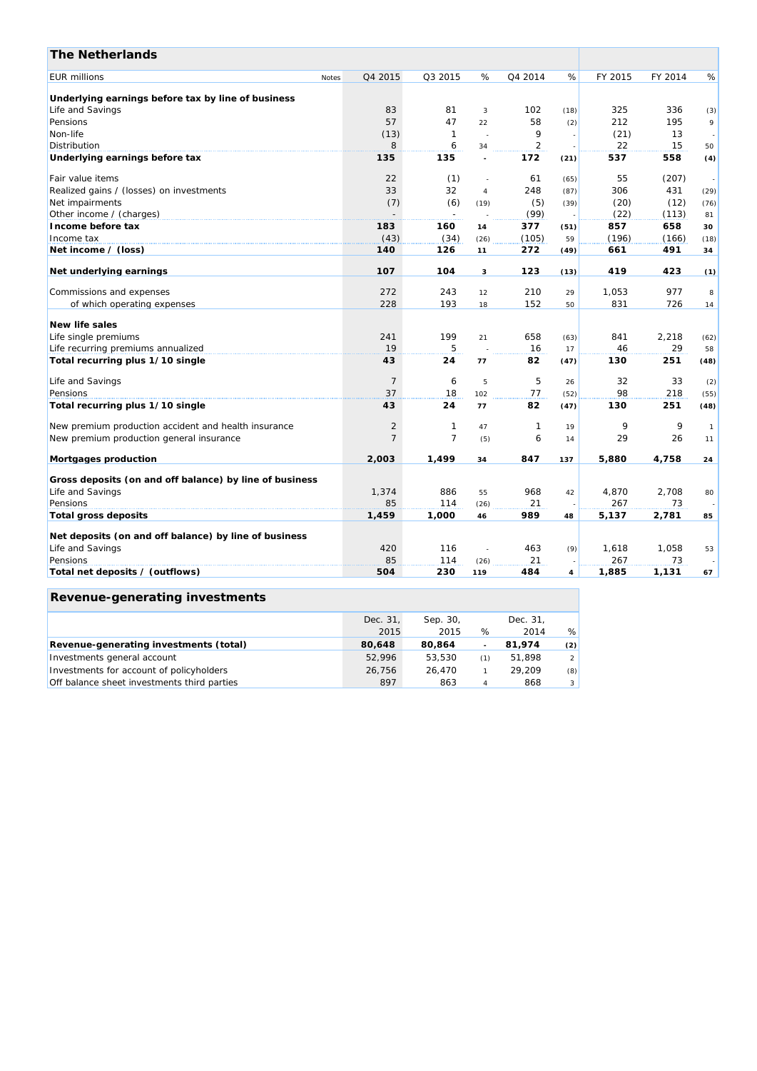| <b>The Netherlands</b>                                  |              |                |                          |                |                |      |         |         |               |
|---------------------------------------------------------|--------------|----------------|--------------------------|----------------|----------------|------|---------|---------|---------------|
| <b>EUR millions</b>                                     | <b>Notes</b> | Q4 2015        | Q3 2015                  | %              | Q4 2014        | %    | FY 2015 | FY 2014 | %             |
| Underlying earnings before tax by line of business      |              |                |                          |                |                |      |         |         |               |
| Life and Savings                                        |              | 83             | 81                       | 3              | 102            | (18) | 325     | 336     | (3)           |
| Pensions                                                |              | 57             | 47                       | 22             | 58             | (2)  | 212     | 195     | 9             |
| Non-life                                                |              | (13)           | 1                        |                | 9              |      | (21)    | 13      |               |
| Distribution                                            |              | 8              | 6                        | 34             | $\overline{2}$ |      | 22      | 15      | 50            |
| Underlying earnings before tax                          |              | 135            | 135                      | $\overline{a}$ | 172            | (21) | 537     | 558     | (4)           |
| Fair value items                                        |              | 22             | (1)                      | ÷.             | 61             | (65) | 55      | (207)   |               |
| Realized gains / (losses) on investments                |              | 33             | 32                       | $\overline{4}$ | 248            | (87) | 306     | 431     | (29)          |
| Net impairments                                         |              | (7)            | (6)                      | (19)           | (5)            | (39) | (20)    | (12)    | (76)          |
| Other income / (charges)                                |              |                | $\overline{\phantom{a}}$ |                | (99)           |      | (22)    | (113)   | 81            |
| Income before tax                                       |              | 183            | 160                      | 14             | 377            | (51) | 857     | 658     | 30            |
| Income tax                                              |              | (43)           | (34)                     | (26)           | (105)          | 59   | (196)   | (166)   | (18)          |
| Net income / (loss)                                     |              | 140            | 126                      | 11             | 272            | (49) | 661     | 491     | 34            |
| Net underlying earnings                                 |              | 107            | 104                      | 3              | 123            | (13) | 419     | 423     | (1)           |
| Commissions and expenses                                |              | 272            | 243                      | 12             | 210            | 29   | 1,053   | 977     | 8             |
| of which operating expenses                             |              | 228            | 193                      | 18             | 152            | 50   | 831     | 726     | 14            |
| New life sales                                          |              |                |                          |                |                |      |         |         |               |
| Life single premiums                                    |              | 241            | 199                      | 21             | 658            | (63) | 841     | 2,218   | (62)          |
| Life recurring premiums annualized                      |              | 19             | 5                        |                | 16             | 17   | 46      | 29      | 58            |
| Total recurring plus 1/10 single                        |              | 43             | 24                       | 77             | 82             | (47) | 130     | 251     | (48)          |
| Life and Savings                                        |              | $\overline{7}$ | 6                        | 5              | 5              | 26   | 32      | 33      | (2)           |
| Pensions                                                |              | 37             | 18                       | 102            | 77             | (52) | 98      | 218     | (55)          |
| Total recurring plus 1/10 single                        |              | 43             | 24                       | 77             | 82             | (47) | 130     | 251     | (48)          |
| New premium production accident and health insurance    |              | 2              | 1                        | 47             | $\mathbf{1}$   | 19   | 9       | 9       | $\mathcal{I}$ |
| New premium production general insurance                |              | 7              | $\overline{7}$           | (5)            | 6              | 14   | 29      | 26      | $77$          |
| Mortgages production                                    |              | 2,003          | 1,499                    | 34             | 847            | 137  | 5,880   | 4,758   | 24            |
| Gross deposits (on and off balance) by line of business |              |                |                          |                |                |      |         |         |               |
| Life and Savings                                        |              | 1,374          | 886                      | 55             | 968            | 42   | 4,870   | 2,708   | 80            |
| Pensions                                                |              | 85             | 114                      | (26)           | 21             |      | 267     | 73      |               |
| <b>Total gross deposits</b>                             |              | 1,459          | 1,000                    | 46             | 989            | 48   | 5,137   | 2,781   | 85            |
| Net deposits (on and off balance) by line of business   |              |                |                          |                |                |      |         |         |               |
| Life and Savings                                        |              | 420            | 116                      | ÷.             | 463            | (9)  | 1,618   | 1,058   | 53            |
| Pensions                                                |              | 85             | 114                      | (26)           | 21             |      | 267     | 73      |               |
| Total net deposits / (outflows)                         |              | 504            | 230                      | 119            | 484            | 4    | 1,885   | 1,131   | 67            |

|                                             | Dec. 31. | Sep. 30. |                          | Dec. 31. |                |
|---------------------------------------------|----------|----------|--------------------------|----------|----------------|
|                                             | 2015     | 2015     | $\%$                     | 2014     | $\%$           |
| Revenue-generating investments (total)      | 80.648   | 80.864   | $\overline{\phantom{a}}$ | 81.974   | (2)            |
| Investments general account                 | 52.996   | 53.530   | (1)                      | 51.898   | $\overline{2}$ |
| Investments for account of policyholders    | 26.756   | 26.470   |                          | 29.209   | (8)            |
| Off balance sheet investments third parties | 897      | 863      | $\overline{4}$           | 868      | 3              |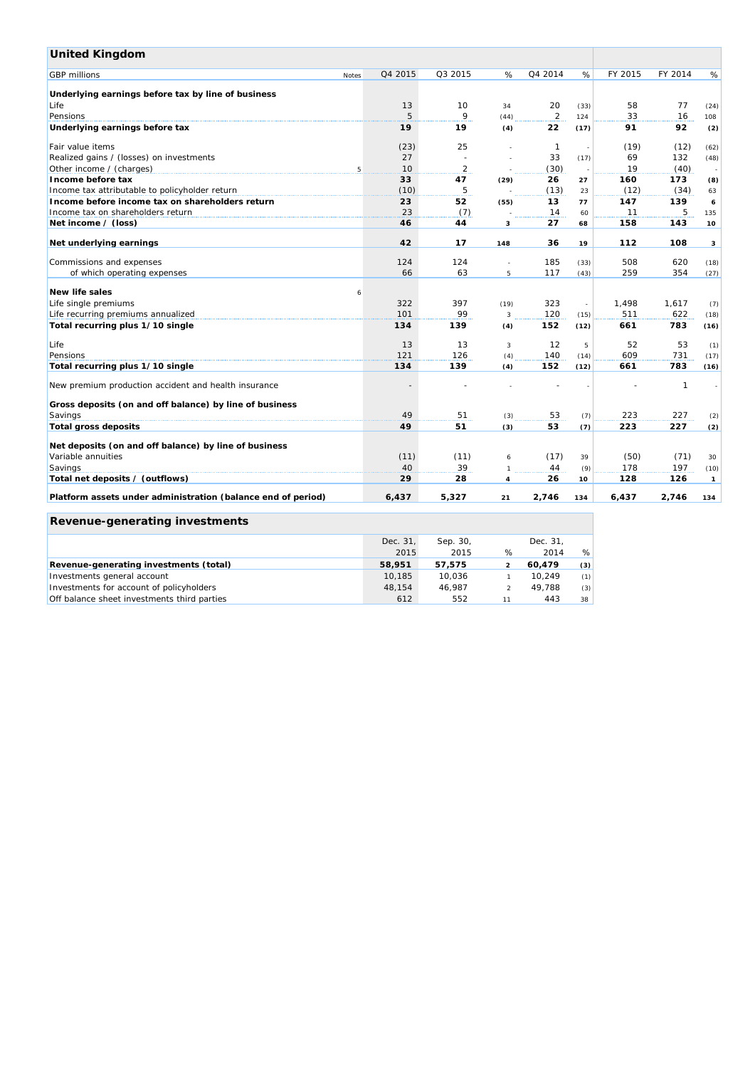| <b>United Kingdom</b>                                        |         |         |                |                |      |         |              |              |
|--------------------------------------------------------------|---------|---------|----------------|----------------|------|---------|--------------|--------------|
| <b>GBP</b> millions<br><b>Notes</b>                          | Q4 2015 | Q3 2015 | %              | Q4 2014        | %    | FY 2015 | FY 2014      | %            |
|                                                              |         |         |                |                |      |         |              |              |
| Underlying earnings before tax by line of business           |         |         |                |                |      |         |              |              |
| Life                                                         | 13      | 10      | 34             | 20             | (33) | 58      | 77           | (24)         |
| Pensions                                                     | 5       | 9       | (44)           | $\overline{c}$ | 124  | 33      | 16           | 108          |
| Underlying earnings before tax                               | 19      | 19      | (4)            | 22             | (17) | 91      | 92           | (2)          |
| Fair value items                                             | (23)    | 25      |                | $\mathbf{1}$   |      | (19)    | (12)         | (62)         |
| Realized gains / (losses) on investments                     | 27      | $\sim$  |                | 33             | (17) | 69      | 132          | (48)         |
| Other income / (charges)                                     | 10<br>5 | 2       |                | (30)           |      | 19      | (40)         |              |
| Income before tax                                            | 33      | 47      | (29)           | 26             | 27   | 160     | 173          | (8)          |
| Income tax attributable to policyholder return               | (10)    | 5       |                | (13)           | 23   | (12)    | (34)         | 63           |
| Income before income tax on shareholders return              | 23      | 52      | (55)           | 13             | 77   | 147     | 139          | 6            |
| Income tax on shareholders return                            | 23      | (7)     |                | 14             | 60   | 11      | 5            | 135          |
| Net income / (loss)                                          | 46      | 44      | 3              | 27             | 68   | 158     | 143          | 10           |
|                                                              |         |         |                |                |      |         |              |              |
| Net underlying earnings                                      | 42      | 17      | 148            | 36             | 19   | 112     | 108          | 3            |
| Commissions and expenses                                     | 124     | 124     |                | 185            | (33) | 508     | 620          | (18)         |
| of which operating expenses                                  | 66      | 63      | 5              | 117            | (43) | 259     | 354          | (27)         |
|                                                              |         |         |                |                |      |         |              |              |
| <b>New life sales</b>                                        | 6       |         |                |                |      |         |              |              |
| Life single premiums                                         | 322     | 397     | (19)           | 323            |      | 1,498   | 1.617        | (7)          |
| Life recurring premiums annualized                           | 101     | 99      | $\overline{3}$ | 120            | (15) | 511     | 622          | (18)         |
| Total recurring plus 1/10 single                             | 134     | 139     | (4)            | 152            | (12) | 661     | 783          | (16)         |
| Life                                                         | 13      | 13      | $\overline{3}$ | 12             | 5    | 52      | 53           | (1)          |
| Pensions                                                     | 121     | 126     | (4)            | 140            | (14) | 609     | 731          | (17)         |
| Total recurring plus 1/10 single                             | 134     | 139     | (4)            | 152            | (12) | 661     | 783          | (16)         |
| New premium production accident and health insurance         |         |         |                |                |      |         | $\mathbf{1}$ |              |
| Gross deposits (on and off balance) by line of business      |         |         |                |                |      |         |              |              |
| Savings                                                      | 49      | 51      | (3)            | 53             | (7)  | 223     | 227          | (2)          |
| <b>Total gross deposits</b>                                  | 49      | 51      | (3)            | 53             | (7)  | 223     | 227          | (2)          |
| Net deposits (on and off balance) by line of business        |         |         |                |                |      |         |              |              |
| Variable annuities                                           | (11)    | (11)    | 6              | (17)           | 39   | (50)    | (71)         | 30           |
| Savings                                                      | 40      | 39      |                | 44             | (9)  | 178     | 197          | (10)         |
| Total net deposits / (outflows)                              | 29      | 28      | 4              | 26             | 10   | 128     | 126          | $\mathbf{1}$ |
|                                                              |         |         |                |                |      |         |              |              |
| Platform assets under administration (balance end of period) | 6,437   | 5,327   | 21             | 2,746          | 134  | 6,437   | 2,746        | 134          |

|                                             | Dec. 31. | Sep. 30. |    | Dec. 31. |     |
|---------------------------------------------|----------|----------|----|----------|-----|
|                                             | 2015     | 2015     | %  | 2014     | %   |
| Revenue-generating investments (total)      | 58,951   | 57.575   |    | 60.479   | (3) |
| Investments general account                 | 10.185   | 10.036   |    | 10.249   | (1) |
| Investments for account of policyholders    | 48.154   | 46.987   |    | 49.788   | (3) |
| Off balance sheet investments third parties | 612      | 552      | 11 | 443      | 38  |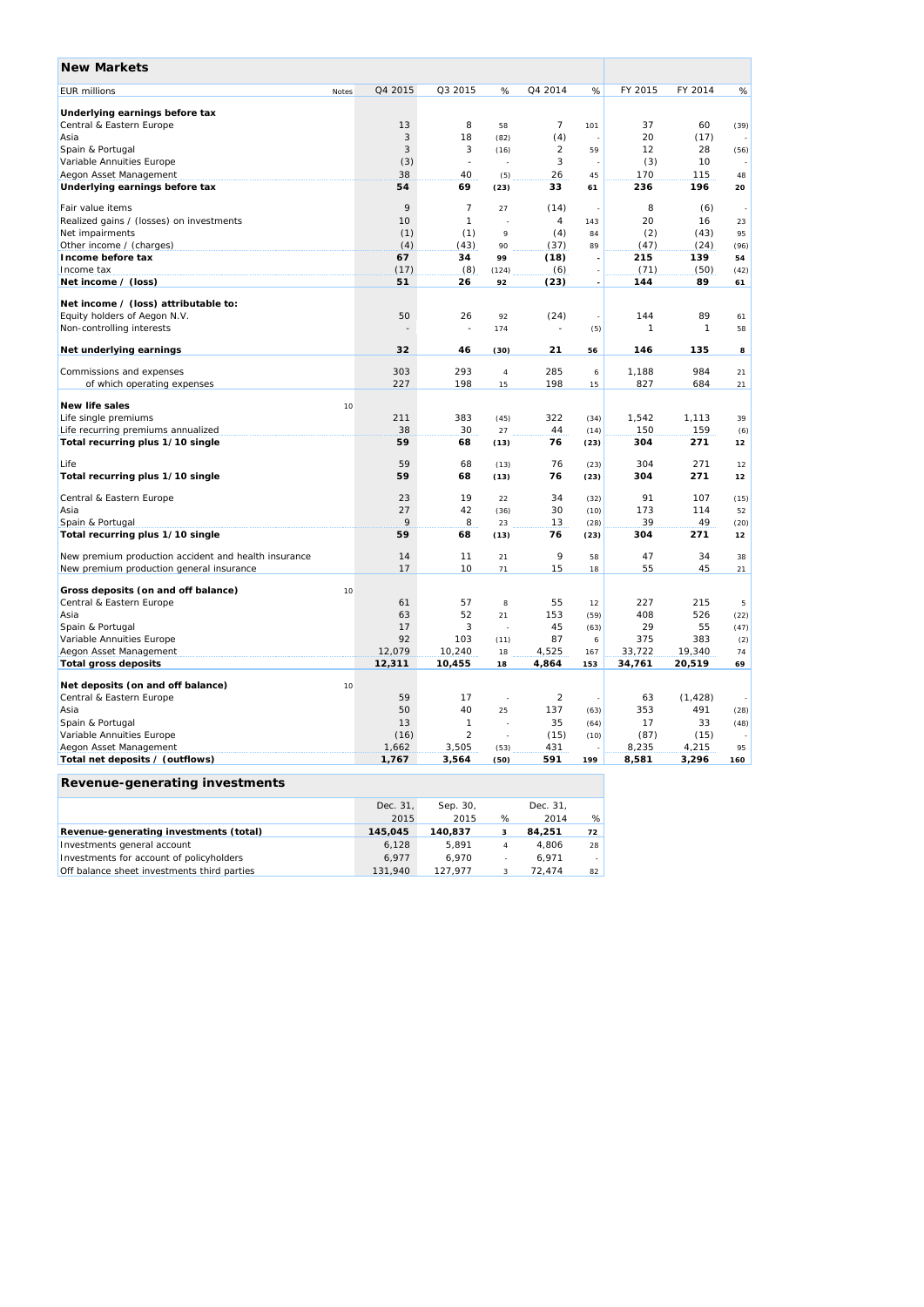| <b>New Markets</b>                                   |         |                |                        |                |      |         |          |      |
|------------------------------------------------------|---------|----------------|------------------------|----------------|------|---------|----------|------|
| <b>EUR</b> millions<br>Notes                         | Q4 2015 | Q3 2015        | %                      | Q4 2014        | %    | FY 2015 | FY 2014  | %    |
| Underlying earnings before tax                       |         |                |                        |                |      |         |          |      |
| Central & Eastern Europe                             | 13      | 8              | 58                     | $\overline{7}$ | 101  | 37      | 60       | (39) |
| Asia                                                 | 3       | 18             | (82)                   | (4)            |      | 20      | (17)     |      |
| Spain & Portugal                                     | 3       | 3              | (16)                   | $\overline{2}$ | 59   | 12      | 28       | (56) |
| Variable Annuities Europe                            | (3)     | ÷,             | ×                      | 3              |      | (3)     | 10       |      |
| Aegon Asset Management                               | 38      | 40             | (5)                    | 26             | 45   | 170     | 115      | 48   |
| Underlying earnings before tax                       | 54      | 69             | (23)                   | 33             | 61   | 236     | 196      | 20   |
| Fair value items                                     | 9       | $\overline{7}$ | 27                     | (14)           |      | 8       | (6)      |      |
| Realized gains / (losses) on investments             | 10      | $\mathbf{1}$   |                        | 4              | 143  | 20      | 16       | 23   |
| Net impairments                                      | (1)     | (1)            | 9                      | (4)            | 84   | (2)     | (43)     | 95   |
| Other income / (charges)                             | (4)     | (43)           | 90                     | (37)           | 89   | (47)    | (24)     | (96) |
| Income before tax                                    | 67      | 34             | 99                     | (18)           |      | 215     | 139      | 54   |
| Income tax                                           | (17)    | (8)            | (124)                  | (6)            |      | (71)    | (50)     | (42) |
| Net income / (loss)                                  | 51      | 26             | 92                     | (23)           |      | 144     | 89       | 61   |
| Net income / (loss) attributable to:                 |         |                |                        |                |      |         |          |      |
| Equity holders of Aegon N.V.                         | 50      | 26             | 92                     | (24)           |      | 144     | 89       | 61   |
| Non-controlling interests                            |         |                | 174                    | $\overline{a}$ | (5)  | 1       | 1        | 58   |
| Net underlying earnings                              | 32      | 46             | (30)                   | 21             | 56   | 146     | 135      | 8    |
| Commissions and expenses                             | 303     | 293            | $\boldsymbol{\Lambda}$ | 285            | 6    | 1,188   | 984      | 21   |
| of which operating expenses                          | 227     | 198            | 15                     | 198            | 15   | 827     | 684      | 21   |
|                                                      |         |                |                        |                |      |         |          |      |
| New life sales<br>10                                 |         |                |                        |                |      |         |          |      |
| Life single premiums                                 | 211     | 383            | (45)                   | 322            | (34) | 1,542   | 1,113    | 39   |
| Life recurring premiums annualized                   | 38      | 30             | 27                     | 44             | (14) | 150     | 159      | (6)  |
| Total recurring plus 1/10 single                     | 59      | 68             | (13)                   | 76             | (23) | 304     | 271      | 12   |
| Life                                                 | 59      | 68             | (13)                   | 76             | (23) | 304     | 271      | 12   |
| Total recurring plus 1/10 single                     | 59      | 68             | (13)                   | 76             | (23) | 304     | 271      | 12   |
| Central & Eastern Europe                             | 23      | 19             | 22                     | 34             | (32) | 91      | 107      | (15) |
| Asia                                                 | 27      | 42             | (36)                   | 30             | (10) | 173     | 114      | 52   |
| Spain & Portugal                                     | 9       | 8              | 23                     | 13             | (28) | 39      | 49       | (20) |
| Total recurring plus 1/10 single                     | 59      | 68             | (13)                   | 76             | (23) | 304     | 271      | 12   |
| New premium production accident and health insurance | 14      | 11             | 21                     | 9              | 58   | 47      | 34       | 38   |
| New premium production general insurance             | 17      | 10             | 71                     | 15             | 18   | 55      | 45       | 21   |
| Gross deposits (on and off balance)<br>10            |         |                |                        |                |      |         |          |      |
| Central & Eastern Europe                             | 61      | 57             | 8                      | 55             | 12   | 227     | 215      | 5    |
| Asia                                                 | 63      | 52             | 21                     | 153            | (59) | 408     | 526      | (22) |
| Spain & Portugal                                     | 17      | 3              | ×.                     | 45             | (63) | 29      | 55       | (47) |
| Variable Annuities Europe                            | 92      | 103            | (11)                   | 87             | 6    | 375     | 383      | (2)  |
| Aegon Asset Management                               | 12,079  | 10,240         | 18                     | 4,525          | 167  | 33,722  | 19,340   | 74   |
| <b>Total gross deposits</b>                          | 12,311  | 10,455         | 18                     | 4,864          | 153  | 34,761  | 20,519   | 69   |
|                                                      |         |                |                        |                |      |         |          |      |
| Net deposits (on and off balance)<br>10              |         |                |                        |                |      |         |          |      |
| Central & Eastern Europe                             | 59      | 17             | i.                     | $\overline{2}$ |      | 63      | (1, 428) |      |
| Asia                                                 | 50      | 40             | 25                     | 137            | (63) | 353     | 491      | (28) |
| Spain & Portugal                                     | 13      | $\mathbf{1}$   | i.                     | 35             | (64) | 17      | 33       | (48) |
| Variable Annuities Europe                            | (16)    | $\overline{2}$ | ×,                     | (15)           | (10) | (87)    | (15)     |      |
| Aegon Asset Management                               | 1,662   | 3,505          | (53)                   | 431            |      | 8,235   | 4,215    | 95   |
| Total net deposits / (outflows)                      | 1,767   | 3,564          | (50)                   | 591            | 199  | 8,581   | 3,296    | 160  |
| Revenue-generating investments                       |         |                |                        |                |      |         |          |      |

|                                             | Dec. 31. | Sep. 30. |        | Dec. 31. |    |
|---------------------------------------------|----------|----------|--------|----------|----|
|                                             | 2015     | 2015     | %      | 2014     | %  |
| Revenue-generating investments (total)      | 145,045  | 140.837  |        | 84.251   | 72 |
| Investments general account                 | 6.128    | 5.891    | 4      | 4.806    | 28 |
| Investments for account of policyholders    | 6.977    | 6.970    | $\sim$ | 6.971    | ٠  |
| Off balance sheet investments third parties | 131.940  | 127.977  |        | 72.474   | 82 |
|                                             |          |          |        |          |    |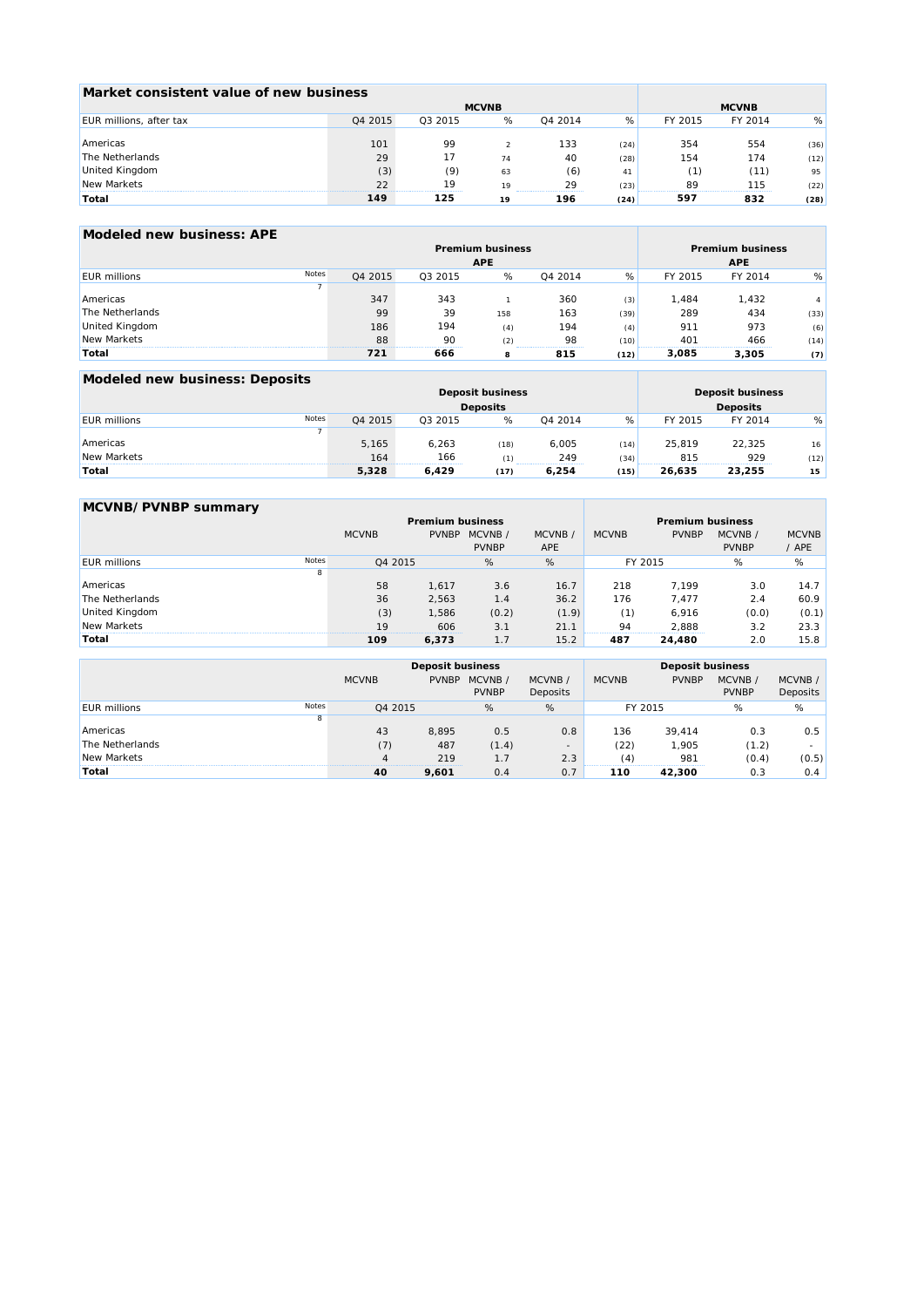| Market consistent value of new business |         |              |    |              |      |         |         |      |
|-----------------------------------------|---------|--------------|----|--------------|------|---------|---------|------|
|                                         |         | <b>MCVNB</b> |    | <b>MCVNB</b> |      |         |         |      |
| EUR millions, after tax                 | Q4 2015 | Q3 2015      | %  | 04 2014      | %    | FY 2015 | FY 2014 | %    |
|                                         |         |              |    |              |      |         |         |      |
| Americas                                | 101     | 99           |    | 133          | (24) | 354     | 554     | (36) |
| The Netherlands                         | 29      | 17           | 74 | 40           | (28) | 154     | 174     | (12) |
| United Kingdom                          | (3)     | (9)          | 63 | (6)          |      |         | (11)    | 95   |
| New Markets                             | 22      | 10           | 19 | 29           | (23) | 89      | 115     | (22) |
| Total                                   | 149     | 125          | 19 | 196          | (24) | 597     | 832     | (28) |

| <b>Modeled new business: APE</b> |              |         |            |                         |                     |      |                         |         |      |  |
|----------------------------------|--------------|---------|------------|-------------------------|---------------------|------|-------------------------|---------|------|--|
|                                  |              |         |            | <b>Premium business</b> |                     |      | <b>Premium business</b> |         |      |  |
|                                  |              |         | <b>APE</b> |                         | <b>APE</b>          |      |                         |         |      |  |
| <b>EUR</b> millions              | <b>Notes</b> | Q4 2015 | Q3 2015    | %                       | O <sub>4</sub> 2014 | %    | FY 2015                 | FY 2014 | %    |  |
|                                  |              |         |            |                         |                     |      |                         |         |      |  |
| Americas                         |              | 347     | 343        |                         | 360                 | (3)  | 1.484                   | 1,432   |      |  |
| The Netherlands                  |              | 99      | 39         | 158                     | 163                 | (39) | 289                     | 434     | (33) |  |
| United Kingdom                   |              | 186     | 194        | (4)                     | 194                 | (4)  | 911                     | 973     | (6)  |  |
| New Markets                      |              | 88      | -90        | (2)                     | 98<br>              | (10) | 401                     | 466     | (14) |  |
| Total                            |              | 721     | 666        | 8                       | 815                 | (12) | 3,085                   | 3,305   | (7)  |  |

| <b>Modeled new business: Deposits</b> |              |                 |         |      |                     |      |         |                         |      |  |  |  |
|---------------------------------------|--------------|-----------------|---------|------|---------------------|------|---------|-------------------------|------|--|--|--|
| <b>Deposit business</b>               |              |                 |         |      |                     |      |         | <b>Deposit business</b> |      |  |  |  |
|                                       |              | <b>Deposits</b> |         |      |                     |      |         |                         |      |  |  |  |
| <b>EUR</b> millions                   | <b>Notes</b> | Q4 2015         | Q3 2015 | %    | O <sub>4</sub> 2014 | %    | FY 2015 | FY 2014                 | %    |  |  |  |
|                                       |              |                 |         |      |                     |      |         |                         |      |  |  |  |
| Americas                              |              | 5.165           | 6.263   | (18) | 6.005               | (14) | 25.819  | 22.325                  | 16   |  |  |  |
| New Markets                           |              | 164             | 166     | (1)  | 249                 | (34) | 815     | 929                     | (12) |  |  |  |
| Total                                 |              | 5,328           | 6,429   | (17) | 6,254               | (15) | 26.635  | 23,255                  | 15   |  |  |  |

 $\sim$ 

| MCVNB/PVNBP summary |              |              |              |                         |                         |              |              |                         |                       |  |
|---------------------|--------------|--------------|--------------|-------------------------|-------------------------|--------------|--------------|-------------------------|-----------------------|--|
|                     |              |              |              | <b>Premium business</b> | <b>Premium business</b> |              |              |                         |                       |  |
|                     |              | <b>MCVNB</b> | <b>PVNBP</b> | MCVNB /<br><b>PVNBP</b> | MCVNB /<br>APE          | <b>MCVNB</b> | <b>PVNBP</b> | MCVNB /<br><b>PVNBP</b> | <b>MCVNB</b><br>/ APE |  |
| <b>EUR</b> millions | <b>Notes</b> | Q4 2015      |              | %                       | %                       | FY 2015      |              | %                       | %                     |  |
|                     | 8            |              |              |                         |                         |              |              |                         |                       |  |
| Americas            |              | 58           | 1.617        | 3.6                     | 16.7                    | 218          | 7.199        | 3.0                     | 14.7                  |  |
| The Netherlands     |              | 36           | 2.563        | 1.4                     | 36.2                    | 176          | 7.477        | 2.4                     | 60.9                  |  |
| United Kingdom      |              | (3)          | 1.586        | (0.2)                   | (1.9)                   | (1)          | 6.916        | (0.0)                   | (0.1)                 |  |
| New Markets         |              | 19           | 606          | 3.1                     | 21.1                    | 94           | 2.888        | 3.2                     | 23.3                  |  |
| Total               |              | 109          | 6,373        | 1.7                     | 15.2                    | 487          | 24,480       | 2.0                     | 15.8                  |  |

|                     |       |              | <b>Deposit business</b> |                         |                          |                   |              |                         |                     |
|---------------------|-------|--------------|-------------------------|-------------------------|--------------------------|-------------------|--------------|-------------------------|---------------------|
|                     |       | <b>MCVNB</b> | <b>PVNBP</b>            | MCVNB /<br><b>PVNBP</b> | MCVNB /<br>Deposits      | <b>MCVNB</b>      | <b>PVNBP</b> | MCVNB /<br><b>PVNBP</b> | MCVNB /<br>Deposits |
| <b>EUR</b> millions | Notes | Q4 2015      |                         | %                       | %                        |                   | FY 2015      | %                       | %                   |
|                     | 8     |              |                         |                         |                          |                   |              |                         |                     |
| Americas            |       | 43           | 8.895                   | 0.5                     | 0.8                      | 136               | 39.414       | 0.3                     | 0.5                 |
| The Netherlands     |       | (7)          | 487                     | (1.4)                   | $\overline{\phantom{a}}$ | (22)              | 1.905        | (1.2)                   |                     |
| New Markets         |       |              | 219                     | 1.7                     | 2.3                      | $\left( 4\right)$ | 981          | (0.4)                   | (0.5)               |
| Total               |       | 40           | 9.601                   | 0.4                     | 0.7                      | 110               | 42,300       | 0.3                     | 0.4                 |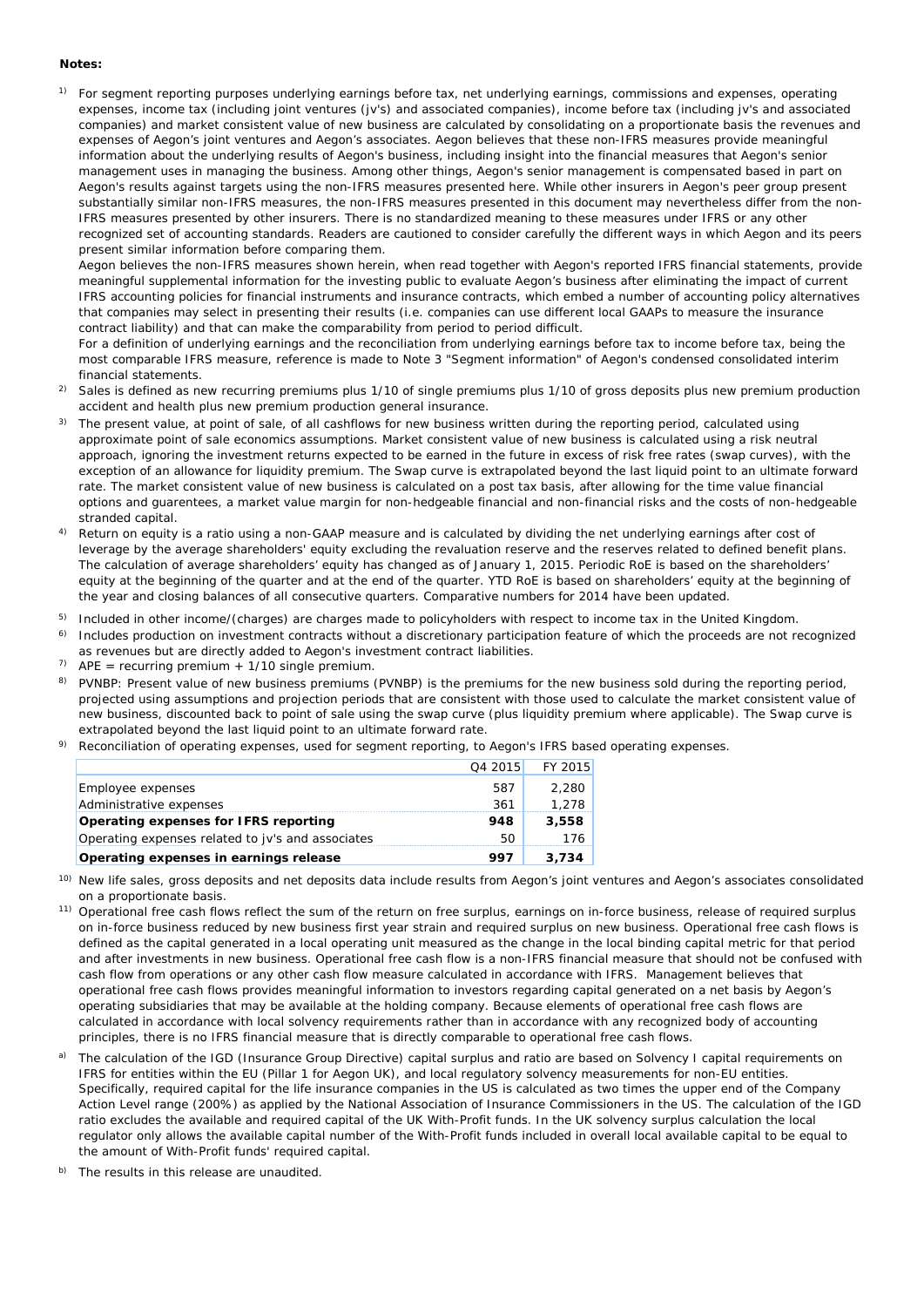### **Notes:**

<sup>1)</sup> For segment reporting purposes underlying earnings before tax, net underlying earnings, commissions and expenses, operating expenses, income tax (including joint ventures (jv's) and associated companies), income before tax (including jv's and associated companies) and market consistent value of new business are calculated by consolidating on a proportionate basis the revenues and expenses of Aegon's joint ventures and Aegon's associates. Aegon believes that these non-IFRS measures provide meaningful information about the underlying results of Aegon's business, including insight into the financial measures that Aegon's senior management uses in managing the business. Among other things, Aegon's senior management is compensated based in part on Aegon's results against targets using the non-IFRS measures presented here. While other insurers in Aegon's peer group present substantially similar non-IFRS measures, the non-IFRS measures presented in this document may nevertheless differ from the non-IFRS measures presented by other insurers. There is no standardized meaning to these measures under IFRS or any other recognized set of accounting standards. Readers are cautioned to consider carefully the different ways in which Aegon and its peers present similar information before comparing them.

Aegon believes the non-IFRS measures shown herein, when read together with Aegon's reported IFRS financial statements, provide meaningful supplemental information for the investing public to evaluate Aegon's business after eliminating the impact of current IFRS accounting policies for financial instruments and insurance contracts, which embed a number of accounting policy alternatives that companies may select in presenting their results (i.e. companies can use different local GAAPs to measure the insurance contract liability) and that can make the comparability from period to period difficult.

For a definition of underlying earnings and the reconciliation from underlying earnings before tax to income before tax, being the most comparable IFRS measure, reference is made to Note 3 "Segment information" of Aegon's condensed consolidated interim financial statements.

- $\mathcal{D}$ Sales is defined as new recurring premiums plus 1/10 of single premiums plus 1/10 of gross deposits plus new premium production accident and health plus new premium production general insurance.
- <sup>3)</sup> The present value, at point of sale, of all cashflows for new business written during the reporting period, calculated using approximate point of sale economics assumptions. Market consistent value of new business is calculated using a risk neutral approach, ignoring the investment returns expected to be earned in the future in excess of risk free rates (swap curves), with the exception of an allowance for liquidity premium. The Swap curve is extrapolated beyond the last liquid point to an ultimate forward rate. The market consistent value of new business is calculated on a post tax basis, after allowing for the time value financial options and guarentees, a market value margin for non-hedgeable financial and non-financial risks and the costs of non-hedgeable stranded capital.
- 4) Return on equity is a ratio using a non-GAAP measure and is calculated by dividing the net underlying earnings after cost of leverage by the average shareholders' equity excluding the revaluation reserve and the reserves related to defined benefit plans. The calculation of average shareholders' equity has changed as of January 1, 2015. Periodic RoE is based on the shareholders' equity at the beginning of the quarter and at the end of the quarter. YTD RoE is based on shareholders' equity at the beginning of the year and closing balances of all consecutive quarters. Comparative numbers for 2014 have been updated.
- 5) Included in other income/(charges) are charges made to policyholders with respect to income tax in the United Kingdom.
- 6) Includes production on investment contracts without a discretionary participation feature of which the proceeds are not recognized as revenues but are directly added to Aegon's investment contract liabilities.
- <sup>7)</sup> APE = recurring premium + 1/10 single premium.
- 8) PVNBP: Present value of new business premiums (PVNBP) is the premiums for the new business sold during the reporting period, projected using assumptions and projection periods that are consistent with those used to calculate the market consistent value of new business, discounted back to point of sale using the swap curve (plus liquidity premium where applicable). The Swap curve is extrapolated beyond the last liquid point to an ultimate forward rate.
- $9$  Reconciliation of operating expenses, used for segment reporting, to Aegon's IFRS based operating expenses.

| Operating expenses in earnings release<br>997           |         |
|---------------------------------------------------------|---------|
| Operating expenses related to jy's and associates<br>50 | 176     |
| Operating expenses for IFRS reporting<br>948            | 3,558   |
| Administrative expenses<br>361                          | 1.278   |
| 587<br>Employee expenses                                | 2.280   |
| Q4 2015                                                 | FY 2015 |

- <sup>10)</sup> New life sales, gross deposits and net deposits data include results from Aegon's joint ventures and Aegon's associates consolidated on a proportionate basis.
- <sup>11)</sup> Operational free cash flows reflect the sum of the return on free surplus, earnings on in-force business, release of required surplus on in-force business reduced by new business first year strain and required surplus on new business. Operational free cash flows is defined as the capital generated in a local operating unit measured as the change in the local binding capital metric for that period and after investments in new business. Operational free cash flow is a non-IFRS financial measure that should not be confused with cash flow from operations or any other cash flow measure calculated in accordance with IFRS. Management believes that operational free cash flows provides meaningful information to investors regarding capital generated on a net basis by Aegon's operating subsidiaries that may be available at the holding company. Because elements of operational free cash flows are calculated in accordance with local solvency requirements rather than in accordance with any recognized body of accounting principles, there is no IFRS financial measure that is directly comparable to operational free cash flows.
- a) The calculation of the IGD (Insurance Group Directive) capital surplus and ratio are based on Solvency I capital requirements on IFRS for entities within the EU (Pillar 1 for Aegon UK), and local regulatory solvency measurements for non-EU entities. Specifically, required capital for the life insurance companies in the US is calculated as two times the upper end of the Company Action Level range (200%) as applied by the National Association of Insurance Commissioners in the US. The calculation of the IGD ratio excludes the available and required capital of the UK With-Profit funds. In the UK solvency surplus calculation the local regulator only allows the available capital number of the With-Profit funds included in overall local available capital to be equal to the amount of With-Profit funds' required capital.
- b) The results in this release are unaudited.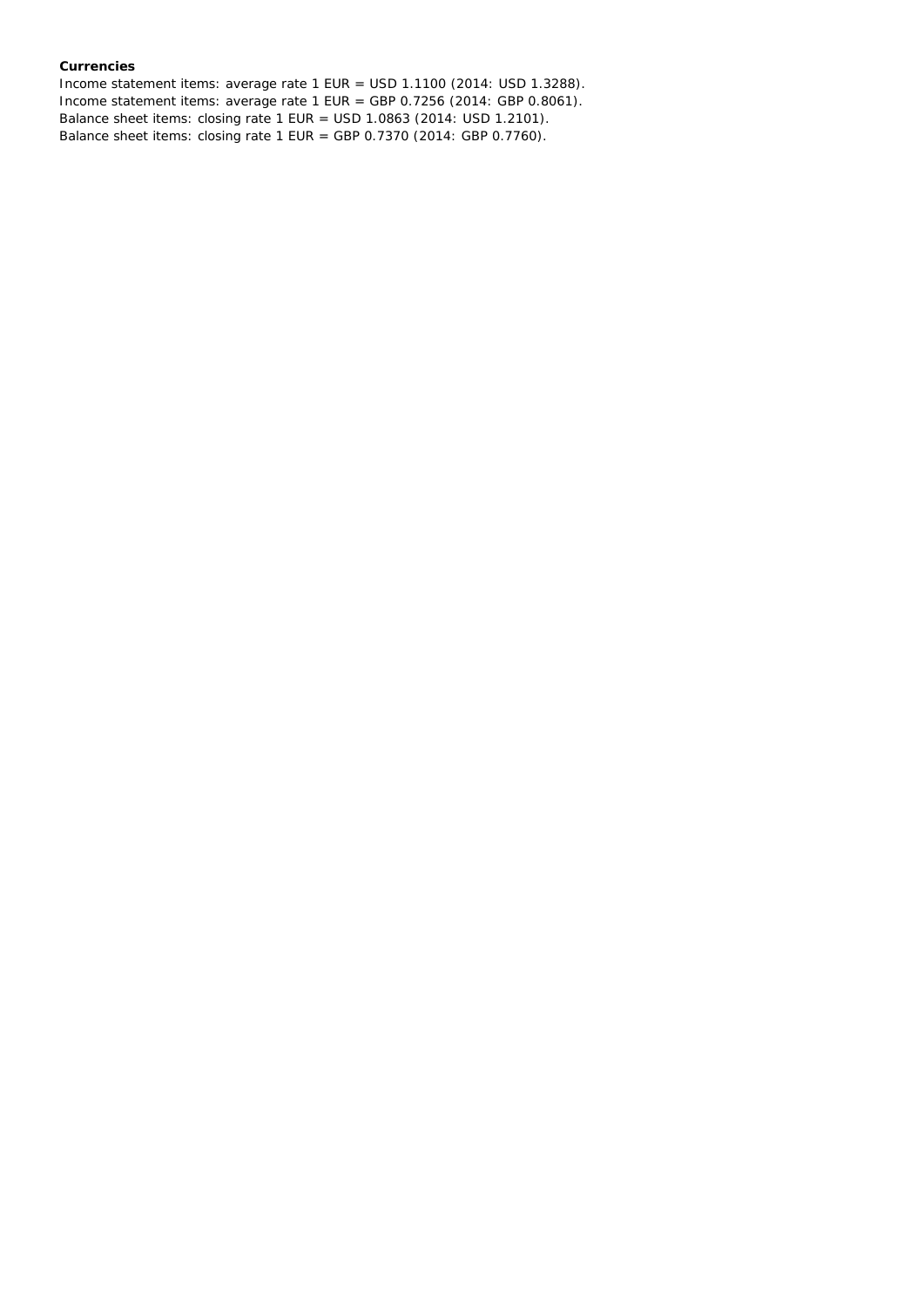### **Currencies**

Income statement items: average rate 1 EUR = USD 1.1100 (2014: USD 1.3288). Income statement items: average rate 1 EUR = GBP 0.7256 (2014: GBP 0.8061). Balance sheet items: closing rate 1 EUR = USD 1.0863 (2014: USD 1.2101). Balance sheet items: closing rate 1 EUR = GBP 0.7370 (2014: GBP 0.7760).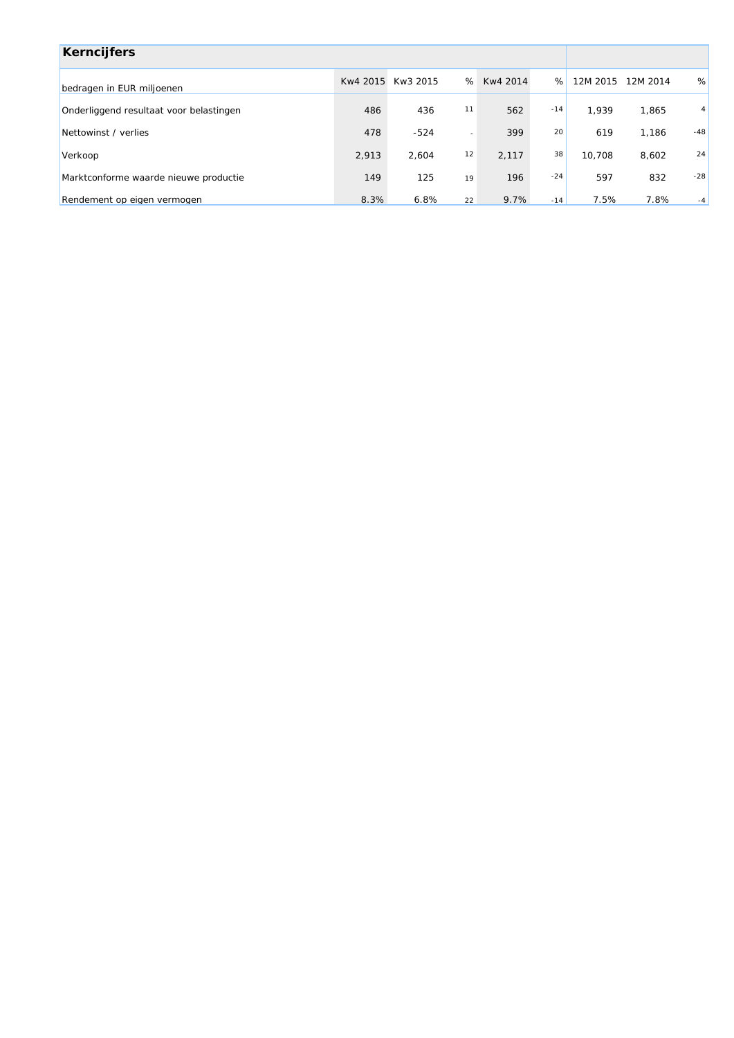| Kerncijfers                             |       |                   |    |          |       |          |          |                |
|-----------------------------------------|-------|-------------------|----|----------|-------|----------|----------|----------------|
| bedragen in EUR miljoenen               |       | Kw4 2015 Kw3 2015 | %  | Kw4 2014 | %     | 12M 2015 | 12M 2014 | %              |
| Onderliggend resultaat voor belastingen | 486   | 436               | 11 | 562      | $-14$ | 1,939    | 1,865    | 4 <sup>1</sup> |
| Nettowinst / verlies                    | 478   | $-524$            | ۰  | 399      | 20    | 619      | 1,186    | $-48$          |
| Verkoop                                 | 2.913 | 2.604             | 12 | 2.117    | 38    | 10.708   | 8,602    | 24             |
| Marktconforme waarde nieuwe productie   | 149   | 125               | 19 | 196      | $-24$ | 597      | 832      | $-28$          |
| Rendement op eigen vermogen             | 8.3%  | 6.8%              | 22 | 9.7%     | $-14$ | 7.5%     | 7.8%     | $-4$           |